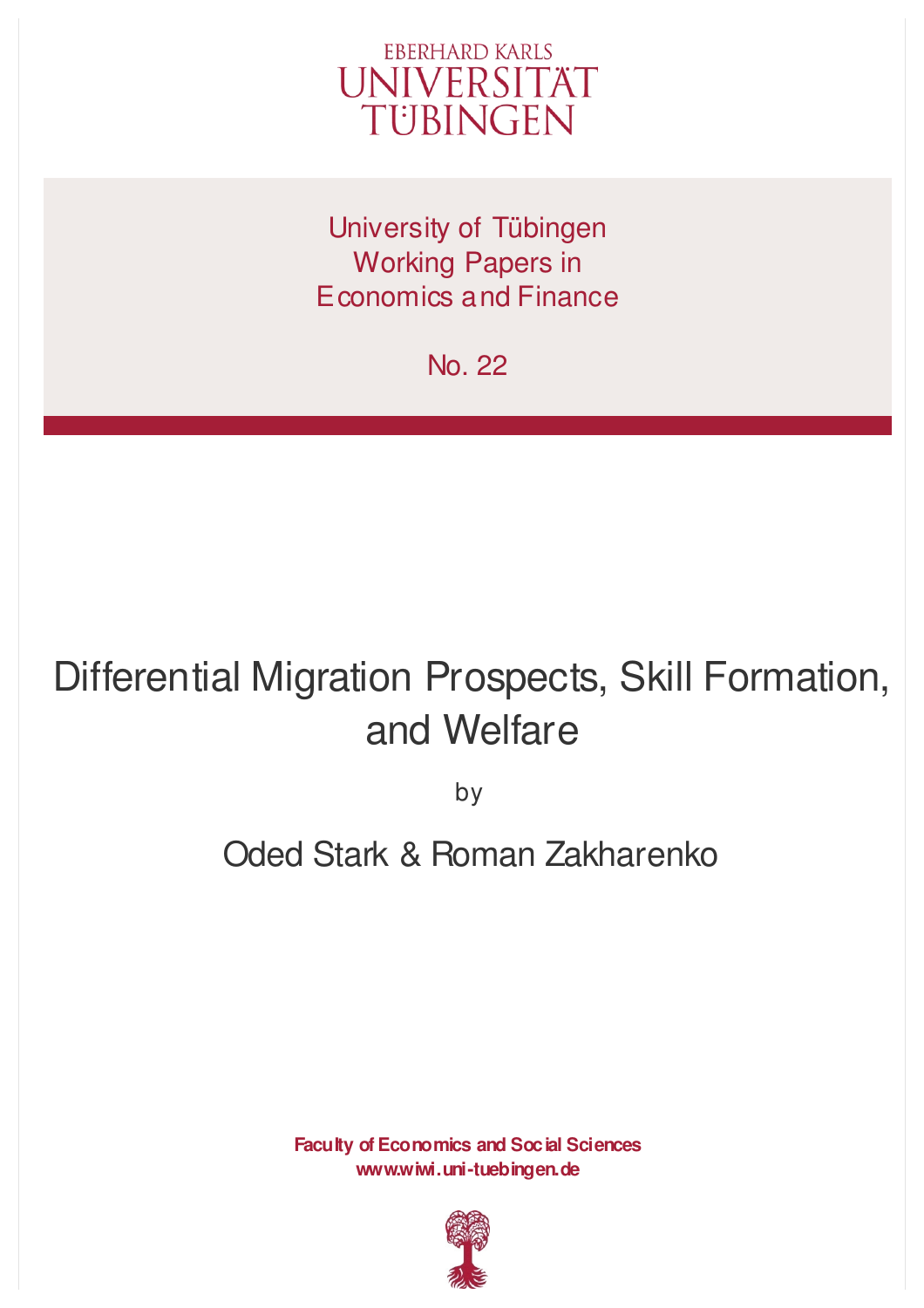EBERHARD KARLS
UNIVERSITÄT
TÜBINGEN

University of Tübingen
Working Papers in
Economics and Finance

No. 22

# Differential Migration Prospects, Skill Formation, and Welfare

by

Oded Stark & Roman Zakharenko

**Faculty of Economics and Social Sciences**
**www.wiwi.uni-tuebingen.de**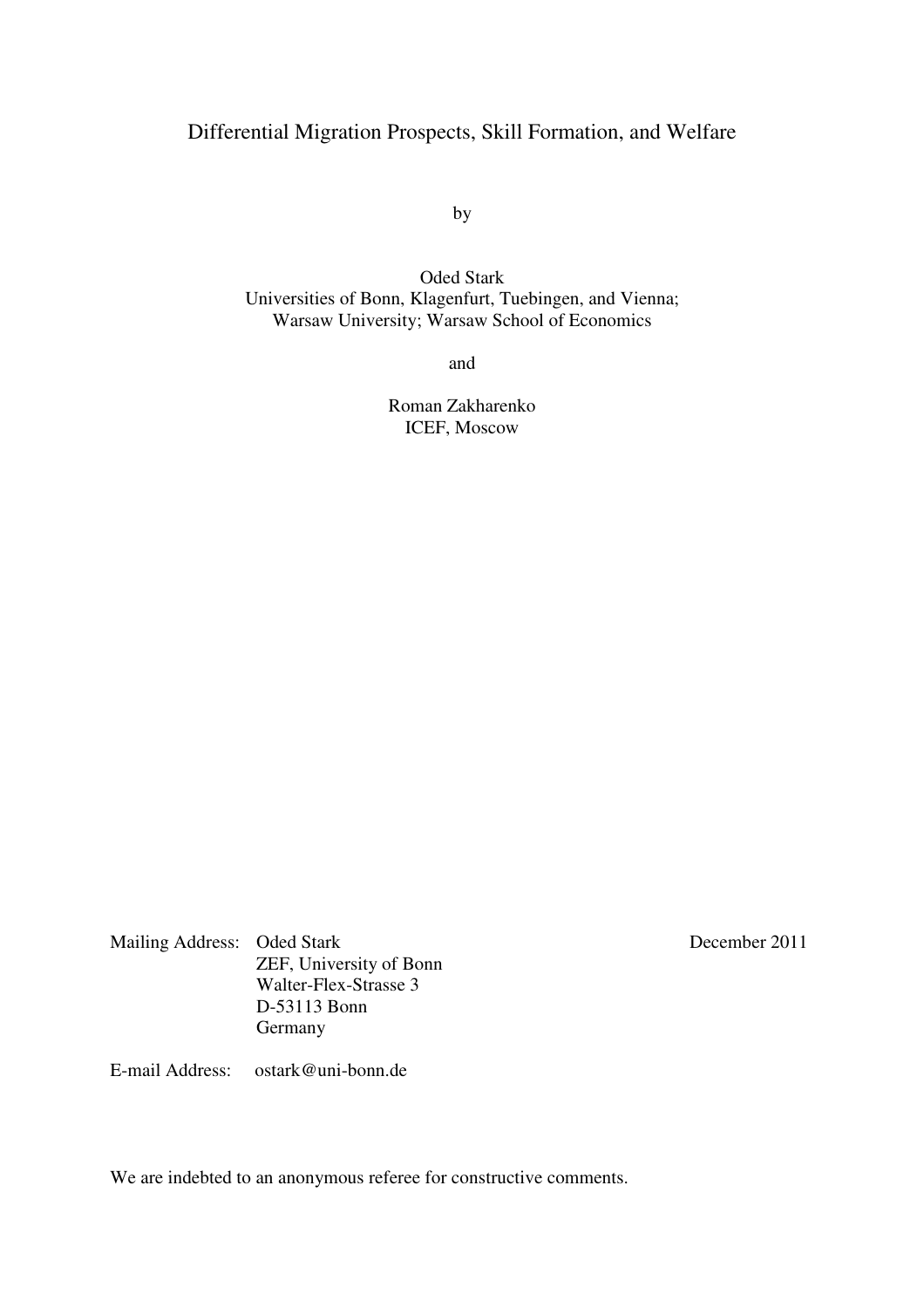# Differential Migration Prospects, Skill Formation, and Welfare

by

Oded Stark
Universities of Bonn, Klagenfurt, Tuebingen, and Vienna;
Warsaw University; Warsaw School of Economics

and

Roman Zakharenko
ICEF, Moscow

Mailing Address: Oded Stark
ZEF, University of Bonn
Walter-Flex-Strasse 3
D-53113 Bonn
Germany

December 2011

E-mail Address: ostark@uni-bonn.de

We are indebted to an anonymous referee for constructive comments.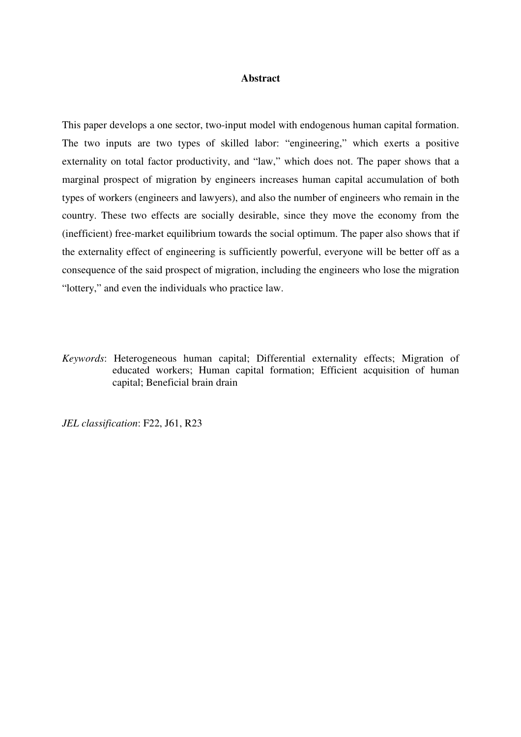## Abstract

This paper develops a one sector, two-input model with endogenous human capital formation. The two inputs are two types of skilled labor: "engineering," which exerts a positive externality on total factor productivity, and "law," which does not. The paper shows that a marginal prospect of migration by engineers increases human capital accumulation of both types of workers (engineers and lawyers), and also the number of engineers who remain in the country. These two effects are socially desirable, since they move the economy from the (inefficient) free-market equilibrium towards the social optimum. The paper also shows that if the externality effect of engineering is sufficiently powerful, everyone will be better off as a consequence of the said prospect of migration, including the engineers who lose the migration "lottery," and even the individuals who practice law.

*Keywords*: Heterogeneous human capital; Differential externality effects; Migration of educated workers; Human capital formation; Efficient acquisition of human capital; Beneficial brain drain

*JEL classification*: F22, J61, R23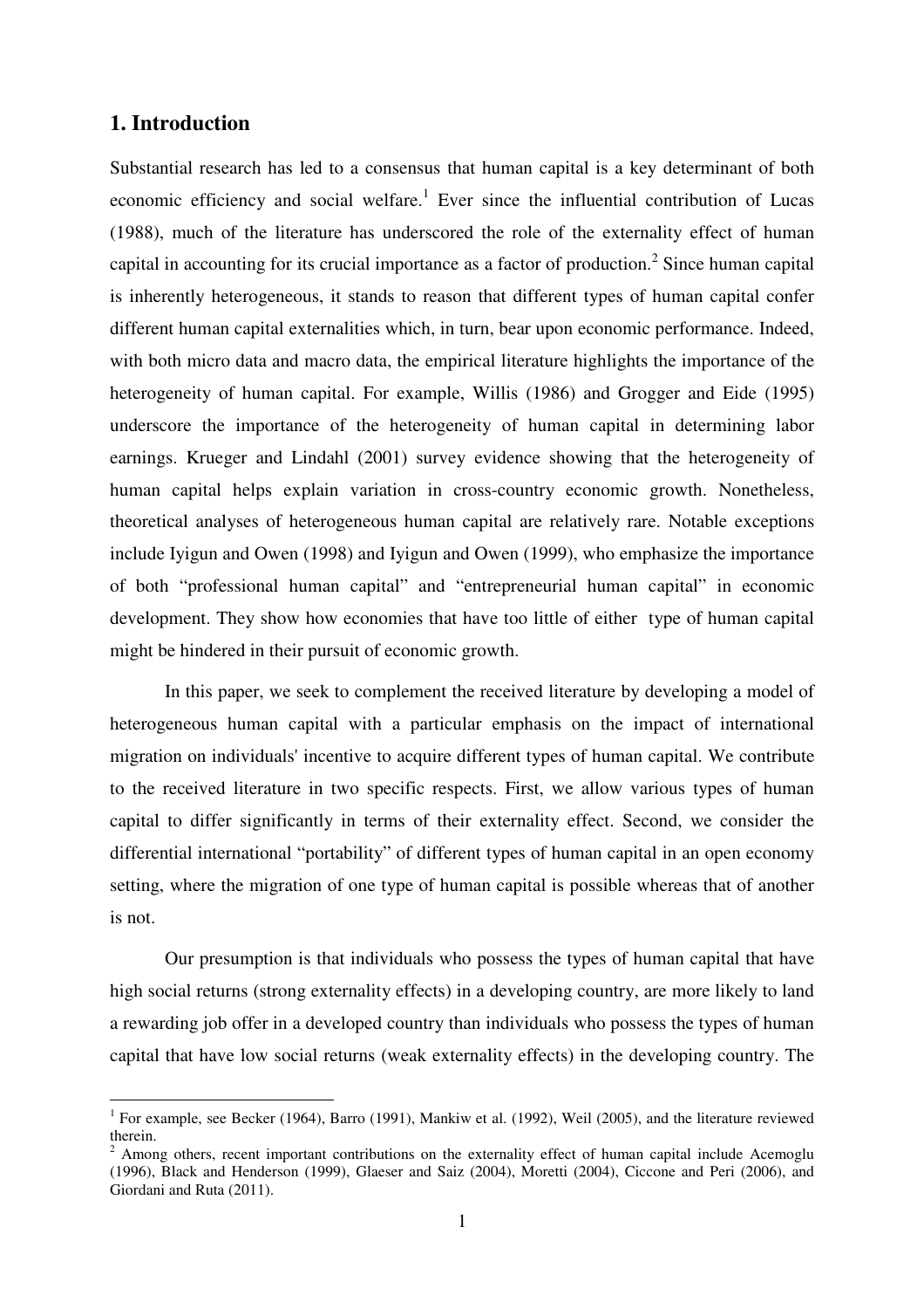## 1. Introduction

Substantial research has led to a consensus that human capital is a key determinant of both economic efficiency and social welfare.[1] Ever since the influential contribution of Lucas (1988), much of the literature has underscored the role of the externality effect of human capital in accounting for its crucial importance as a factor of production.[2] Since human capital is inherently heterogeneous, it stands to reason that different types of human capital confer different human capital externalities which, in turn, bear upon economic performance. Indeed, with both micro data and macro data, the empirical literature highlights the importance of the heterogeneity of human capital. For example, Willis (1986) and Grogger and Eide (1995) underscore the importance of the heterogeneity of human capital in determining labor earnings. Krueger and Lindahl (2001) survey evidence showing that the heterogeneity of human capital helps explain variation in cross-country economic growth. Nonetheless, theoretical analyses of heterogeneous human capital are relatively rare. Notable exceptions include Iyigun and Owen (1998) and Iyigun and Owen (1999), who emphasize the importance of both "professional human capital" and "entrepreneurial human capital" in economic development. They show how economies that have too little of either type of human capital might be hindered in their pursuit of economic growth.

In this paper, we seek to complement the received literature by developing a model of heterogeneous human capital with a particular emphasis on the impact of international migration on individuals' incentive to acquire different types of human capital. We contribute to the received literature in two specific respects. First, we allow various types of human capital to differ significantly in terms of their externality effect. Second, we consider the differential international "portability" of different types of human capital in an open economy setting, where the migration of one type of human capital is possible whereas that of another is not.

Our presumption is that individuals who possess the types of human capital that have high social returns (strong externality effects) in a developing country, are more likely to land a rewarding job offer in a developed country than individuals who possess the types of human capital that have low social returns (weak externality effects) in the developing country. The

[1] For example, see Becker (1964), Barro (1991), Mankiw et al. (1992), Weil (2005), and the literature reviewed therein.

[2] Among others, recent important contributions on the externality effect of human capital include Acemoglu (1996), Black and Henderson (1999), Glaeser and Saiz (2004), Moretti (2004), Ciccone and Peri (2006), and Giordani and Ruta (2011).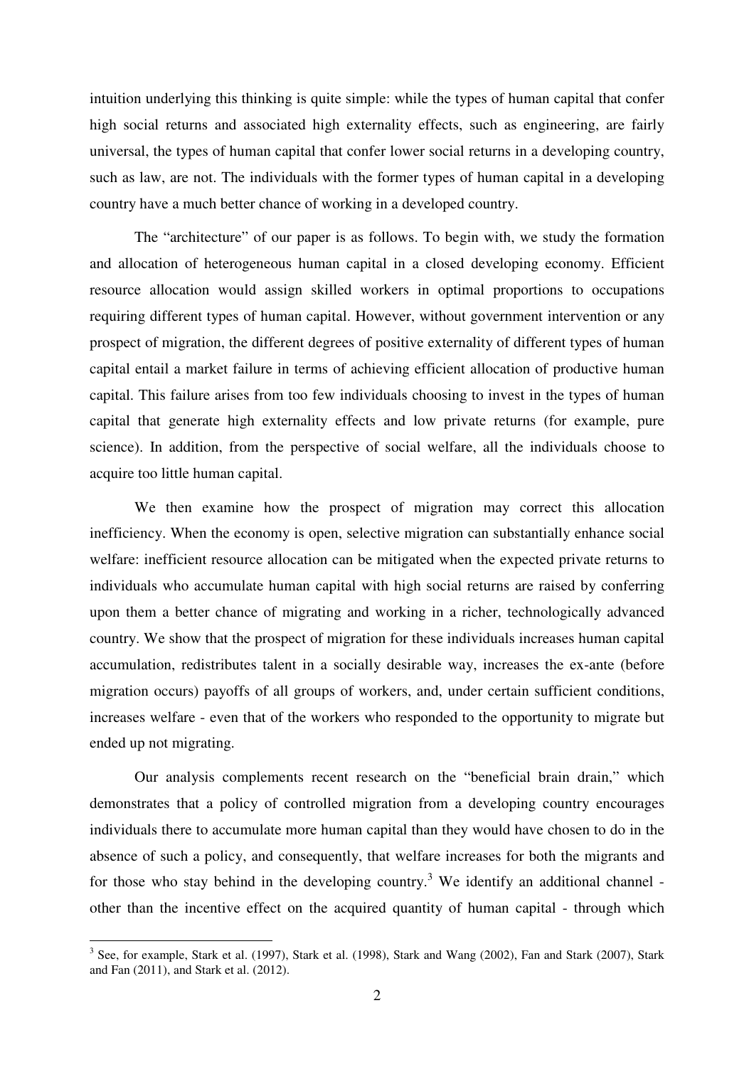intuition underlying this thinking is quite simple: while the types of human capital that confer high social returns and associated high externality effects, such as engineering, are fairly universal, the types of human capital that confer lower social returns in a developing country, such as law, are not. The individuals with the former types of human capital in a developing country have a much better chance of working in a developed country.

The "architecture" of our paper is as follows. To begin with, we study the formation and allocation of heterogeneous human capital in a closed developing economy. Efficient resource allocation would assign skilled workers in optimal proportions to occupations requiring different types of human capital. However, without government intervention or any prospect of migration, the different degrees of positive externality of different types of human capital entail a market failure in terms of achieving efficient allocation of productive human capital. This failure arises from too few individuals choosing to invest in the types of human capital that generate high externality effects and low private returns (for example, pure science). In addition, from the perspective of social welfare, all the individuals choose to acquire too little human capital.

We then examine how the prospect of migration may correct this allocation inefficiency. When the economy is open, selective migration can substantially enhance social welfare: inefficient resource allocation can be mitigated when the expected private returns to individuals who accumulate human capital with high social returns are raised by conferring upon them a better chance of migrating and working in a richer, technologically advanced country. We show that the prospect of migration for these individuals increases human capital accumulation, redistributes talent in a socially desirable way, increases the ex-ante (before migration occurs) payoffs of all groups of workers, and, under certain sufficient conditions, increases welfare - even that of the workers who responded to the opportunity to migrate but ended up not migrating.

Our analysis complements recent research on the "beneficial brain drain," which demonstrates that a policy of controlled migration from a developing country encourages individuals there to accumulate more human capital than they would have chosen to do in the absence of such a policy, and consequently, that welfare increases for both the migrants and for those who stay behind in the developing country.[3] We identify an additional channel - other than the incentive effect on the acquired quantity of human capital - through which

[3] See, for example, Stark et al. (1997), Stark et al. (1998), Stark and Wang (2002), Fan and Stark (2007), Stark and Fan (2011), and Stark et al. (2012).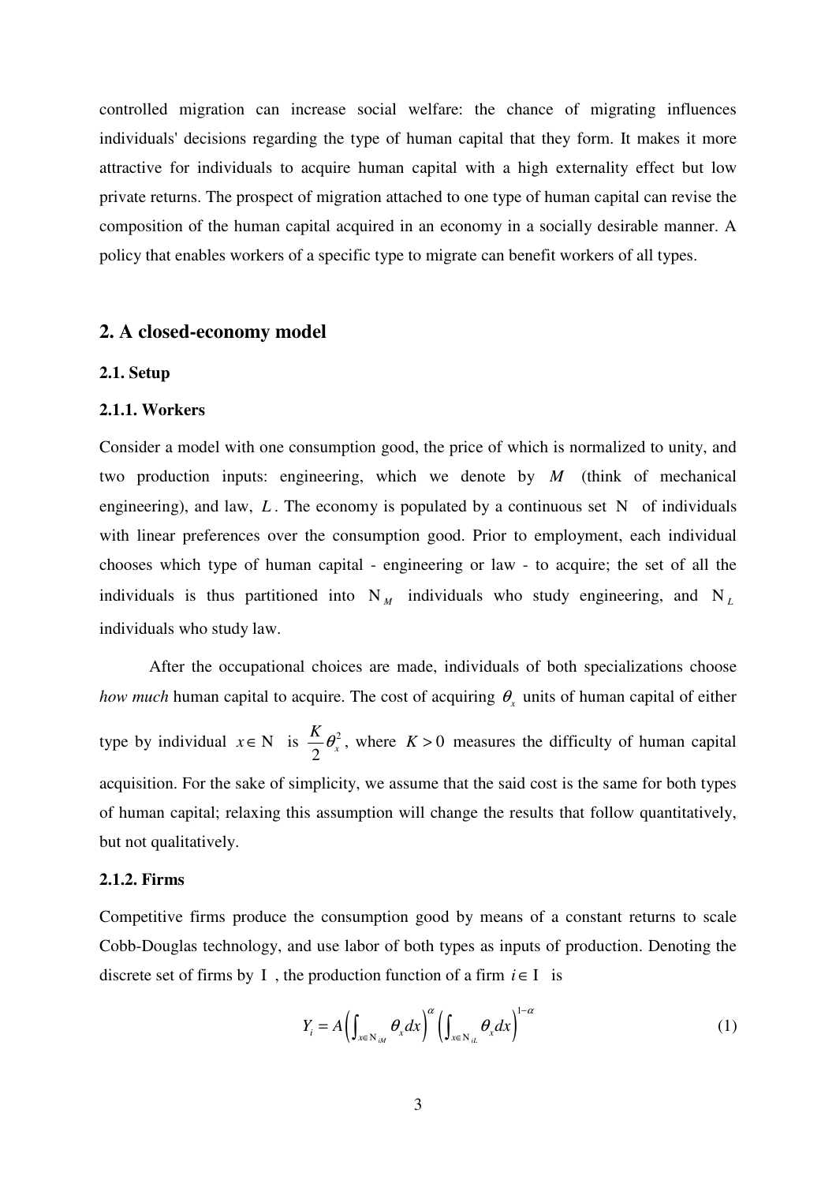controlled migration can increase social welfare: the chance of migrating influences individuals' decisions regarding the type of human capital that they form. It makes it more attractive for individuals to acquire human capital with a high externality effect but low private returns. The prospect of migration attached to one type of human capital can revise the composition of the human capital acquired in an economy in a socially desirable manner. A policy that enables workers of a specific type to migrate can benefit workers of all types.

## 2. A closed-economy model

### 2.1. Setup

#### 2.1.1. Workers

Consider a model with one consumption good, the price of which is normalized to unity, and two production inputs: engineering, which we denote by $M$ (think of mechanical engineering), and law, $L$. The economy is populated by a continuous set $\mathrm{N}$ of individuals with linear preferences over the consumption good. Prior to employment, each individual chooses which type of human capital - engineering or law - to acquire; the set of all the individuals is thus partitioned into $\mathrm{N}_M$ individuals who study engineering, and $\mathrm{N}_L$ individuals who study law.

After the occupational choices are made, individuals of both specializations choose *how much* human capital to acquire. The cost of acquiring $\theta_x$ units of human capital of either type by individual $x \in \mathrm{N}$ is $\frac{K}{2}\theta_x^2$, where $K > 0$ measures the difficulty of human capital acquisition. For the sake of simplicity, we assume that the said cost is the same for both types of human capital; relaxing this assumption will change the results that follow quantitatively, but not qualitatively.

#### 2.1.2. Firms

Competitive firms produce the consumption good by means of a constant returns to scale Cobb-Douglas technology, and use labor of both types as inputs of production. Denoting the discrete set of firms by $\mathrm{I}$, the production function of a firm $i \in \mathrm{I}$ is

$$Y_i = A\left(\int_{x \in \mathrm{N}_{iM}} \theta_x dx\right)^{\alpha} \left(\int_{x \in \mathrm{N}_{iL}} \theta_x dx\right)^{1-\alpha} \tag{1}$$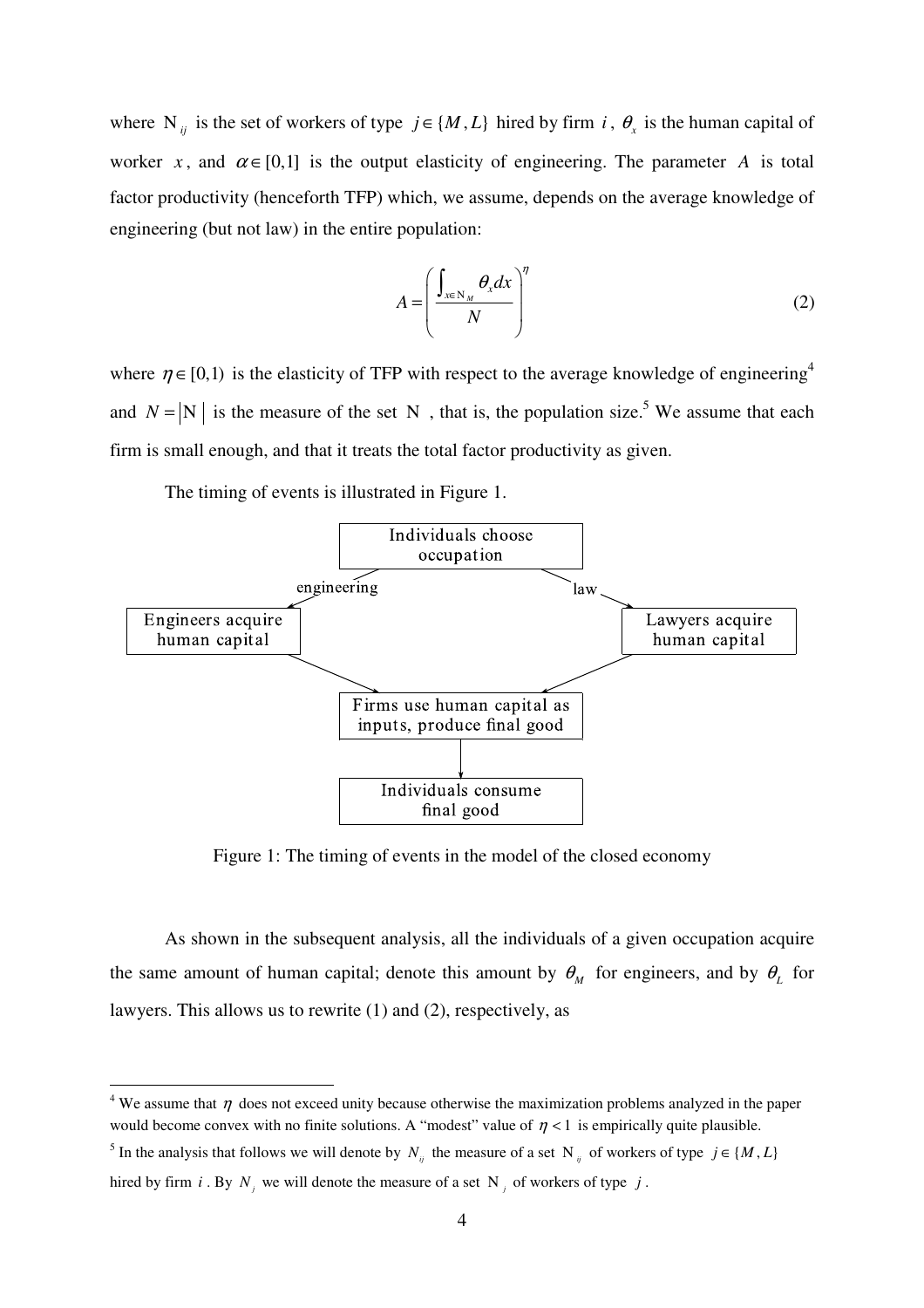where $\mathrm{N}_{ij}$ is the set of workers of type $j \in \{M, L\}$ hired by firm $i$, $\theta_x$ is the human capital of worker $x$, and $\alpha \in [0,1]$ is the output elasticity of engineering. The parameter $A$ is total factor productivity (henceforth TFP) which, we assume, depends on the average knowledge of engineering (but not law) in the entire population:

$$A = \left( \frac{\int_{x \in \mathrm{N}_M} \theta_x dx}{N} \right)^{\eta} \tag{2}$$

where $\eta \in [0,1)$ is the elasticity of TFP with respect to the average knowledge of engineering[4] and $N = |\mathrm{N}|$ is the measure of the set $\mathrm{N}$, that is, the population size.[5] We assume that each firm is small enough, and that it treats the total factor productivity as given.

The timing of events is illustrated in Figure 1.

Individuals choose occupation → (engineering) Engineers acquire human capital / (law) Lawyers acquire human capital → Firms use human capital as inputs, produce final good → Individuals consume final good

Figure 1: The timing of events in the model of the closed economy

As shown in the subsequent analysis, all the individuals of a given occupation acquire the same amount of human capital; denote this amount by $\theta_M$ for engineers, and by $\theta_L$ for lawyers. This allows us to rewrite (1) and (2), respectively, as

---

[4] We assume that $\eta$ does not exceed unity because otherwise the maximization problems analyzed in the paper would become convex with no finite solutions. A "modest" value of $\eta < 1$ is empirically quite plausible.

[5] In the analysis that follows we will denote by $N_{ij}$ the measure of a set $\mathrm{N}_{ij}$ of workers of type $j \in \{M, L\}$ hired by firm $i$. By $N_j$ we will denote the measure of a set $\mathrm{N}_j$ of workers of type $j$.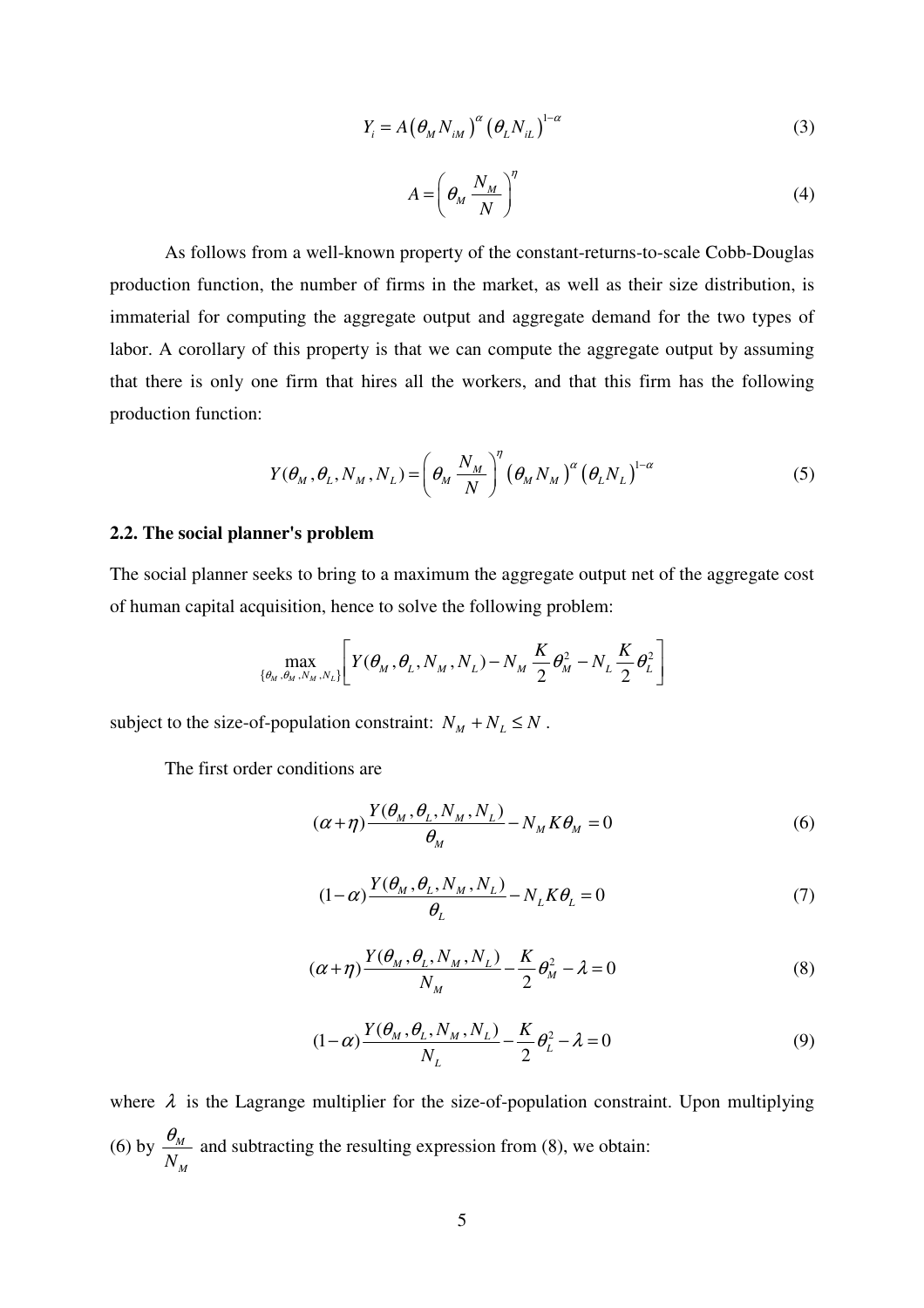$$Y_i = A\left(\theta_M N_{iM}\right)^{\alpha}\left(\theta_L N_{iL}\right)^{1-\alpha} \tag{3}$$

$$A = \left(\theta_M \frac{N_M}{N}\right)^{\eta} \tag{4}$$

As follows from a well-known property of the constant-returns-to-scale Cobb-Douglas production function, the number of firms in the market, as well as their size distribution, is immaterial for computing the aggregate output and aggregate demand for the two types of labor. A corollary of this property is that we can compute the aggregate output by assuming that there is only one firm that hires all the workers, and that this firm has the following production function:

$$Y(\theta_M, \theta_L, N_M, N_L) = \left(\theta_M \frac{N_M}{N}\right)^{\eta}\left(\theta_M N_M\right)^{\alpha}\left(\theta_L N_L\right)^{1-\alpha} \tag{5}$$

### 2.2. The social planner's problem

The social planner seeks to bring to a maximum the aggregate output net of the aggregate cost of human capital acquisition, hence to solve the following problem:

$$\max_{\{\theta_M, \theta_M, N_M, N_L\}}\left[Y(\theta_M, \theta_L, N_M, N_L) - N_M \frac{K}{2}\theta_M^2 - N_L \frac{K}{2}\theta_L^2\right]$$

subject to the size-of-population constraint: $N_M + N_L \le N$.

The first order conditions are

$$(\alpha+\eta)\frac{Y(\theta_M, \theta_L, N_M, N_L)}{\theta_M} - N_M K \theta_M = 0 \tag{6}$$

$$(1-\alpha)\frac{Y(\theta_M, \theta_L, N_M, N_L)}{\theta_L} - N_L K \theta_L = 0 \tag{7}$$

$$(\alpha+\eta)\frac{Y(\theta_M, \theta_L, N_M, N_L)}{N_M} - \frac{K}{2}\theta_M^2 - \lambda = 0 \tag{8}$$

$$(1-\alpha)\frac{Y(\theta_M, \theta_L, N_M, N_L)}{N_L} - \frac{K}{2}\theta_L^2 - \lambda = 0 \tag{9}$$

where $\lambda$ is the Lagrange multiplier for the size-of-population constraint. Upon multiplying (6) by $\dfrac{\theta_M}{N_M}$ and subtracting the resulting expression from (8), we obtain: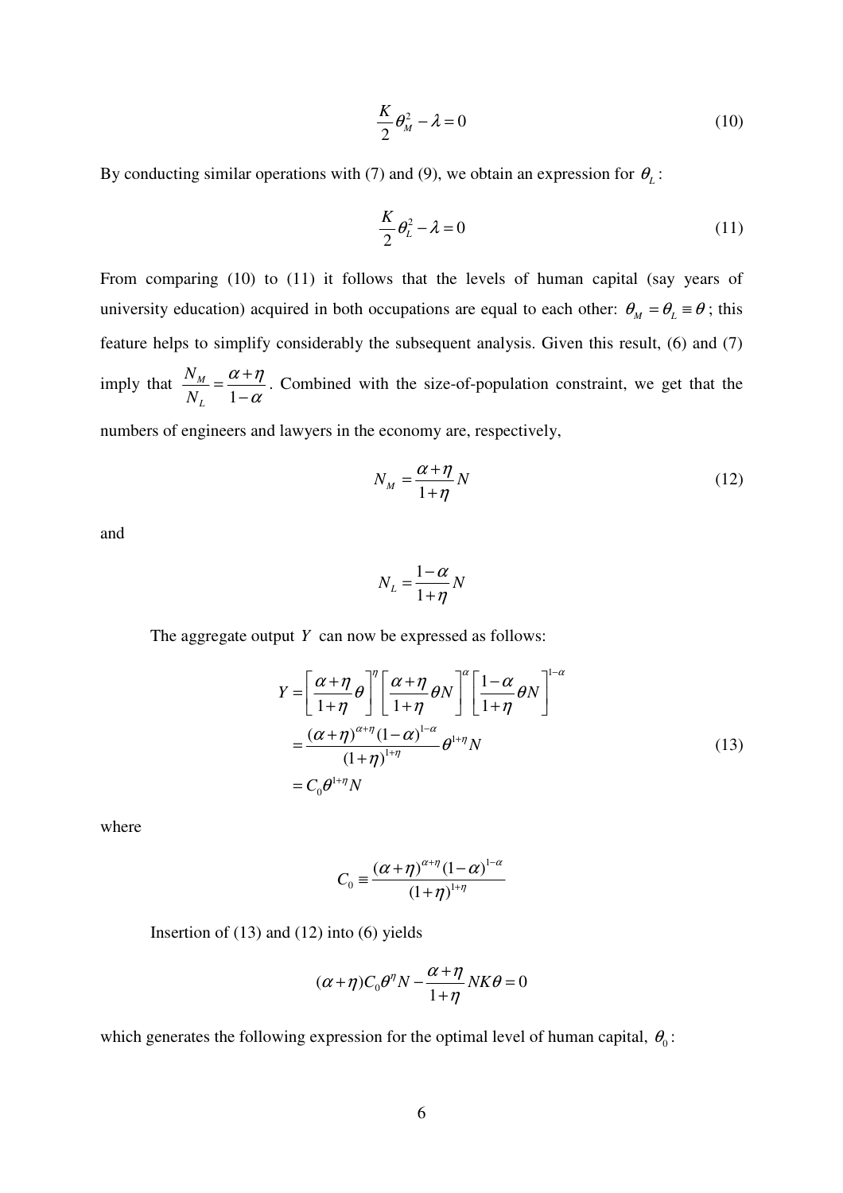$$\frac{K}{2}\theta_M^2 - \lambda = 0 \tag{10}$$

By conducting similar operations with (7) and (9), we obtain an expression for $\theta_L$:

$$\frac{K}{2}\theta_L^2 - \lambda = 0 \tag{11}$$

From comparing (10) to (11) it follows that the levels of human capital (say years of university education) acquired in both occupations are equal to each other: $\theta_M = \theta_L \equiv \theta$; this feature helps to simplify considerably the subsequent analysis. Given this result, (6) and (7) imply that $\frac{N_M}{N_L} = \frac{\alpha + \eta}{1 - \alpha}$. Combined with the size-of-population constraint, we get that the numbers of engineers and lawyers in the economy are, respectively,

$$N_M = \frac{\alpha + \eta}{1 + \eta} N \tag{12}$$

and

$$N_L = \frac{1 - \alpha}{1 + \eta} N$$

The aggregate output $Y$ can now be expressed as follows:

$$\begin{aligned} Y &= \left[\frac{\alpha + \eta}{1 + \eta}\theta\right]^{\eta} \left[\frac{\alpha + \eta}{1 + \eta}\theta N\right]^{\alpha} \left[\frac{1 - \alpha}{1 + \eta}\theta N\right]^{1-\alpha} \\ &= \frac{(\alpha + \eta)^{\alpha + \eta}(1 - \alpha)^{1-\alpha}}{(1 + \eta)^{1+\eta}} \theta^{1+\eta} N \\ &= C_0 \theta^{1+\eta} N \end{aligned} \tag{13}$$

where

$$C_0 \equiv \frac{(\alpha + \eta)^{\alpha + \eta}(1 - \alpha)^{1-\alpha}}{(1 + \eta)^{1+\eta}}$$

Insertion of (13) and (12) into (6) yields

$$(\alpha + \eta) C_0 \theta^{\eta} N - \frac{\alpha + \eta}{1 + \eta} N K \theta = 0$$

which generates the following expression for the optimal level of human capital, $\theta_0$: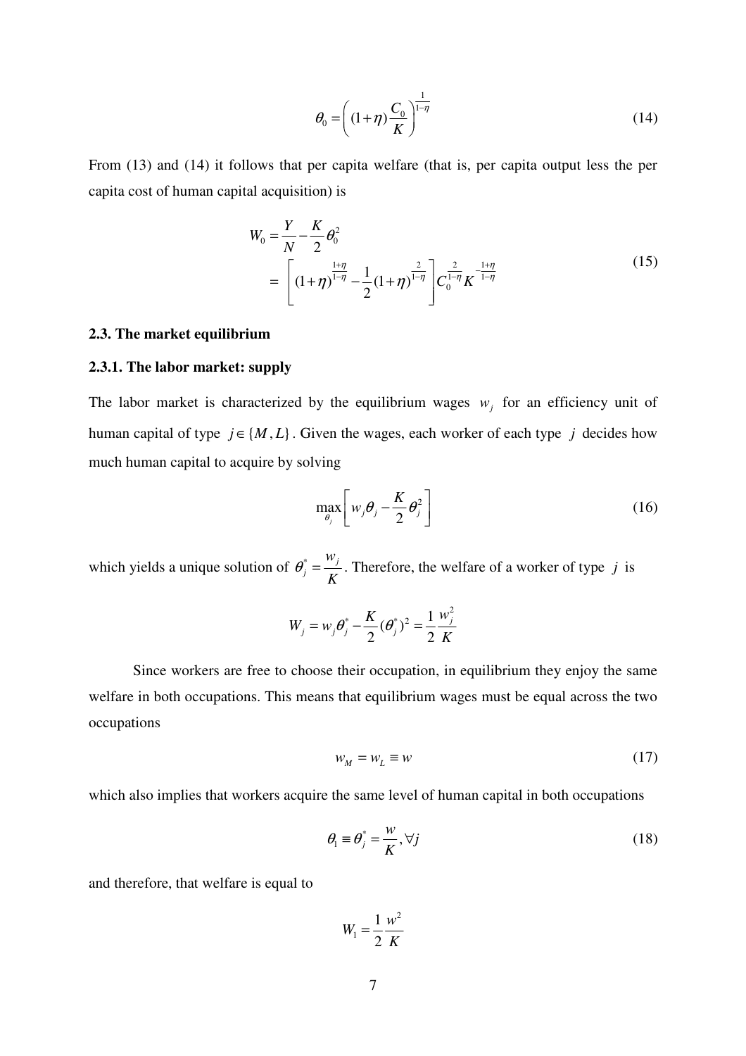$$\theta_0 = \left( (1+\eta) \frac{C_0}{K} \right)^{\frac{1}{1-\eta}} \tag{14}$$

From (13) and (14) it follows that per capita welfare (that is, per capita output less the per capita cost of human capital acquisition) is

$$\begin{aligned} W_0 &= \frac{Y}{N} - \frac{K}{2}\theta_0^2 \\ &= \left[ (1+\eta)^{\frac{1+\eta}{1-\eta}} - \frac{1}{2}(1+\eta)^{\frac{2}{1-\eta}} \right] C_0^{\frac{2}{1-\eta}} K^{-\frac{1+\eta}{1-\eta}} \end{aligned} \tag{15}$$

### 2.3. The market equilibrium

#### 2.3.1. The labor market: supply

The labor market is characterized by the equilibrium wages $w_j$ for an efficiency unit of human capital of type $j \in \{M, L\}$. Given the wages, each worker of each type $j$ decides how much human capital to acquire by solving

$$\max_{\theta_j} \left[ w_j \theta_j - \frac{K}{2}\theta_j^2 \right] \tag{16}$$

which yields a unique solution of $\theta_j^* = \frac{w_j}{K}$. Therefore, the welfare of a worker of type $j$ is

$$W_j = w_j \theta_j^* - \frac{K}{2}(\theta_j^*)^2 = \frac{1}{2}\frac{w_j^2}{K}$$

Since workers are free to choose their occupation, in equilibrium they enjoy the same welfare in both occupations. This means that equilibrium wages must be equal across the two occupations

$$w_M = w_L \equiv w \tag{17}$$

which also implies that workers acquire the same level of human capital in both occupations

$$\theta_1 \equiv \theta_j^* = \frac{w}{K}, \forall j \tag{18}$$

and therefore, that welfare is equal to

$$W_1 = \frac{1}{2}\frac{w^2}{K}$$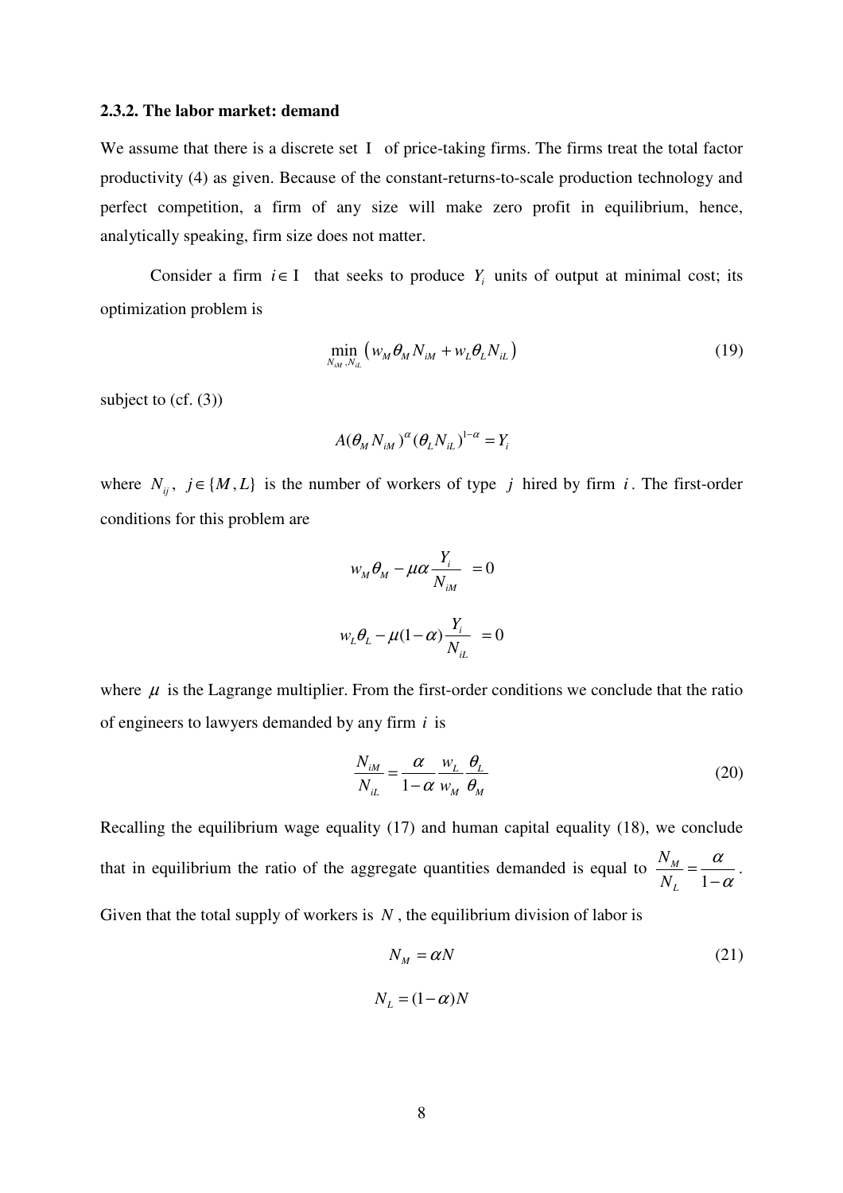### 2.3.2. The labor market: demand

We assume that there is a discrete set $\mathrm{I}$ of price-taking firms. The firms treat the total factor productivity (4) as given. Because of the constant-returns-to-scale production technology and perfect competition, a firm of any size will make zero profit in equilibrium, hence, analytically speaking, firm size does not matter.

Consider a firm $i \in \mathrm{I}$ that seeks to produce $Y_i$ units of output at minimal cost; its optimization problem is

$$\min_{N_{iM}, N_{iL}} \left( w_M \theta_M N_{iM} + w_L \theta_L N_{iL} \right) \tag{19}$$

subject to (cf. (3))

$$A(\theta_M N_{iM})^{\alpha} (\theta_L N_{iL})^{1-\alpha} = Y_i$$

where $N_{ij}$, $j \in \{M, L\}$ is the number of workers of type $j$ hired by firm $i$. The first-order conditions for this problem are

$$w_M \theta_M - \mu \alpha \frac{Y_i}{N_{iM}} = 0$$

$$w_L \theta_L - \mu (1-\alpha) \frac{Y_i}{N_{iL}} = 0$$

where $\mu$ is the Lagrange multiplier. From the first-order conditions we conclude that the ratio of engineers to lawyers demanded by any firm $i$ is

$$\frac{N_{iM}}{N_{iL}} = \frac{\alpha}{1-\alpha} \frac{w_L}{w_M} \frac{\theta_L}{\theta_M} \tag{20}$$

Recalling the equilibrium wage equality (17) and human capital equality (18), we conclude that in equilibrium the ratio of the aggregate quantities demanded is equal to $\frac{N_M}{N_L} = \frac{\alpha}{1-\alpha}$. Given that the total supply of workers is $N$, the equilibrium division of labor is

$$N_M = \alpha N \tag{21}$$

$$N_L = (1-\alpha) N$$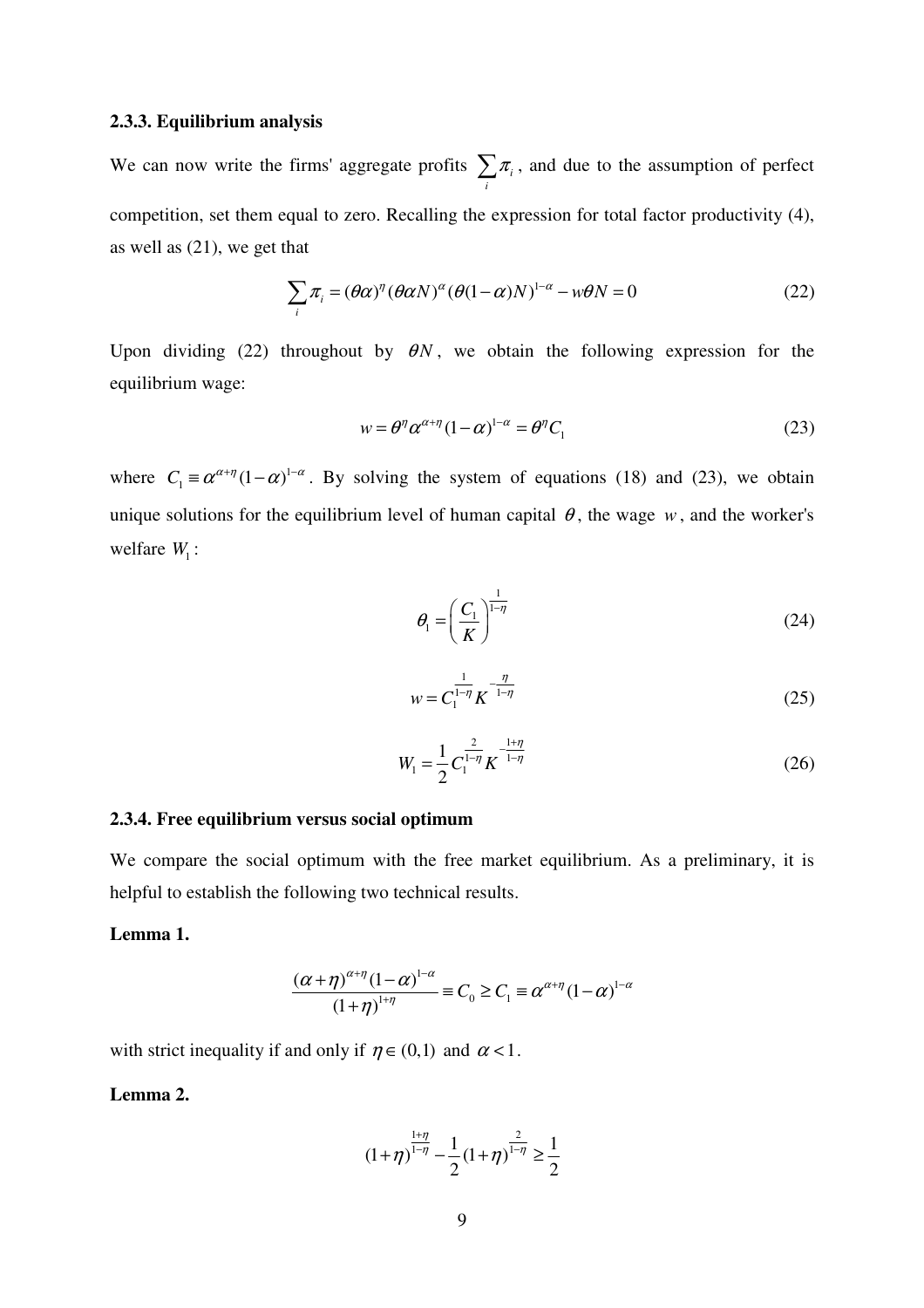### 2.3.3. Equilibrium analysis

We can now write the firms' aggregate profits $\sum_i \pi_i$, and due to the assumption of perfect competition, set them equal to zero. Recalling the expression for total factor productivity (4), as well as (21), we get that

$$\sum_i \pi_i = (\theta\alpha)^\eta (\theta\alpha N)^\alpha (\theta(1-\alpha)N)^{1-\alpha} - w\theta N = 0 \tag{22}$$

Upon dividing (22) throughout by $\theta N$, we obtain the following expression for the equilibrium wage:

$$w = \theta^\eta \alpha^{\alpha+\eta}(1-\alpha)^{1-\alpha} = \theta^\eta C_1 \tag{23}$$

where $C_1 \equiv \alpha^{\alpha+\eta}(1-\alpha)^{1-\alpha}$. By solving the system of equations (18) and (23), we obtain unique solutions for the equilibrium level of human capital $\theta$, the wage $w$, and the worker's welfare $W_1$:

$$\theta_1 = \left(\frac{C_1}{K}\right)^{\frac{1}{1-\eta}} \tag{24}$$

$$w = C_1^{\frac{1}{1-\eta}} K^{-\frac{\eta}{1-\eta}} \tag{25}$$

$$W_1 = \frac{1}{2} C_1^{\frac{2}{1-\eta}} K^{-\frac{1+\eta}{1-\eta}} \tag{26}$$

### 2.3.4. Free equilibrium versus social optimum

We compare the social optimum with the free market equilibrium. As a preliminary, it is helpful to establish the following two technical results.

**Lemma 1.**

$$\frac{(\alpha+\eta)^{\alpha+\eta}(1-\alpha)^{1-\alpha}}{(1+\eta)^{1+\eta}} \equiv C_0 \geq C_1 \equiv \alpha^{\alpha+\eta}(1-\alpha)^{1-\alpha}$$

with strict inequality if and only if $\eta \in (0,1)$ and $\alpha < 1$.

**Lemma 2.**

$$(1+\eta)^{\frac{1+\eta}{1-\eta}} - \frac{1}{2}(1+\eta)^{\frac{2}{1-\eta}} \geq \frac{1}{2}$$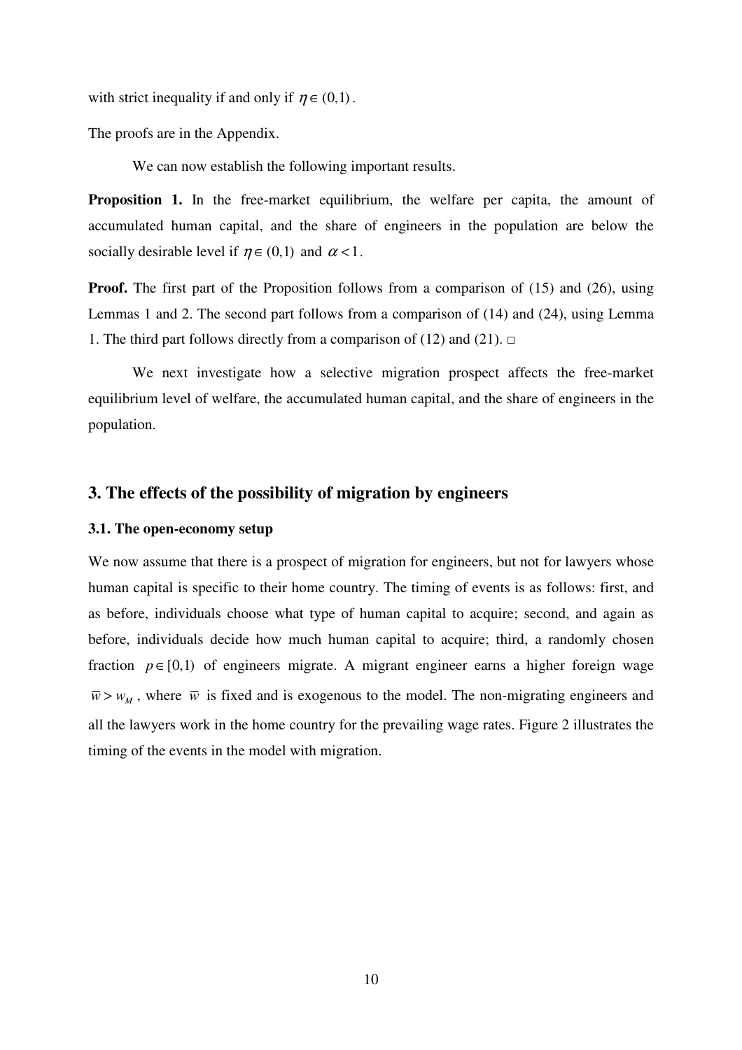with strict inequality if and only if $\eta \in (0,1)$.

The proofs are in the Appendix.

We can now establish the following important results.

**Proposition 1.** In the free-market equilibrium, the welfare per capita, the amount of accumulated human capital, and the share of engineers in the population are below the socially desirable level if $\eta \in (0,1)$ and $\alpha < 1$.

**Proof.** The first part of the Proposition follows from a comparison of (15) and (26), using Lemmas 1 and 2. The second part follows from a comparison of (14) and (24), using Lemma 1. The third part follows directly from a comparison of (12) and (21). □

We next investigate how a selective migration prospect affects the free-market equilibrium level of welfare, the accumulated human capital, and the share of engineers in the population.

## 3. The effects of the possibility of migration by engineers

### 3.1. The open-economy setup

We now assume that there is a prospect of migration for engineers, but not for lawyers whose human capital is specific to their home country. The timing of events is as follows: first, and as before, individuals choose what type of human capital to acquire; second, and again as before, individuals decide how much human capital to acquire; third, a randomly chosen fraction $p \in [0,1)$ of engineers migrate. A migrant engineer earns a higher foreign wage $\overline{w} > w_M$, where $\overline{w}$ is fixed and is exogenous to the model. The non-migrating engineers and all the lawyers work in the home country for the prevailing wage rates. Figure 2 illustrates the timing of the events in the model with migration.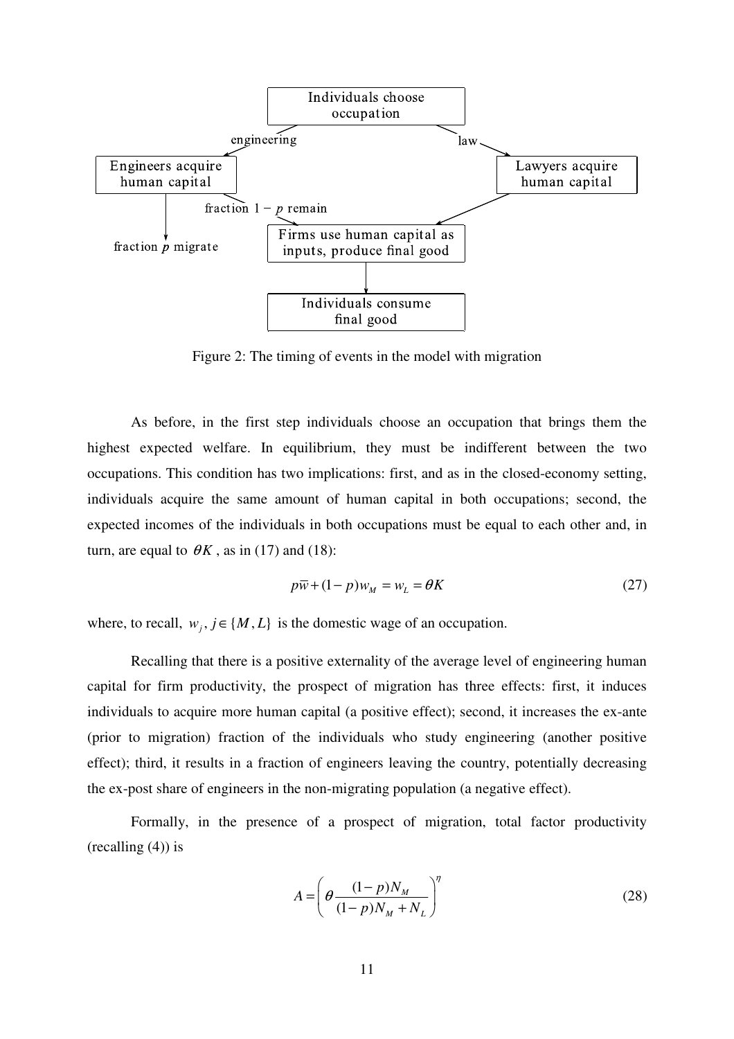Individuals choose occupation

engineering → Engineers acquire human capital

law → Lawyers acquire human capital

fraction $1 - p$ remain → Firms use human capital as inputs, produce final good

fraction $p$ migrate

Individuals consume final good

Figure 2: The timing of events in the model with migration

As before, in the first step individuals choose an occupation that brings them the highest expected welfare. In equilibrium, they must be indifferent between the two occupations. This condition has two implications: first, and as in the closed-economy setting, individuals acquire the same amount of human capital in both occupations; second, the expected incomes of the individuals in both occupations must be equal to each other and, in turn, are equal to $\theta K$, as in (17) and (18):

$$p\overline{w}+(1-p)w_M = w_L = \theta K \tag{27}$$

where, to recall, $w_j, j \in \{M, L\}$ is the domestic wage of an occupation.

Recalling that there is a positive externality of the average level of engineering human capital for firm productivity, the prospect of migration has three effects: first, it induces individuals to acquire more human capital (a positive effect); second, it increases the ex-ante (prior to migration) fraction of the individuals who study engineering (another positive effect); third, it results in a fraction of engineers leaving the country, potentially decreasing the ex-post share of engineers in the non-migrating population (a negative effect).

Formally, in the presence of a prospect of migration, total factor productivity (recalling (4)) is

$$A = \left( \theta \frac{(1-p)N_M}{(1-p)N_M + N_L} \right)^{\eta} \tag{28}$$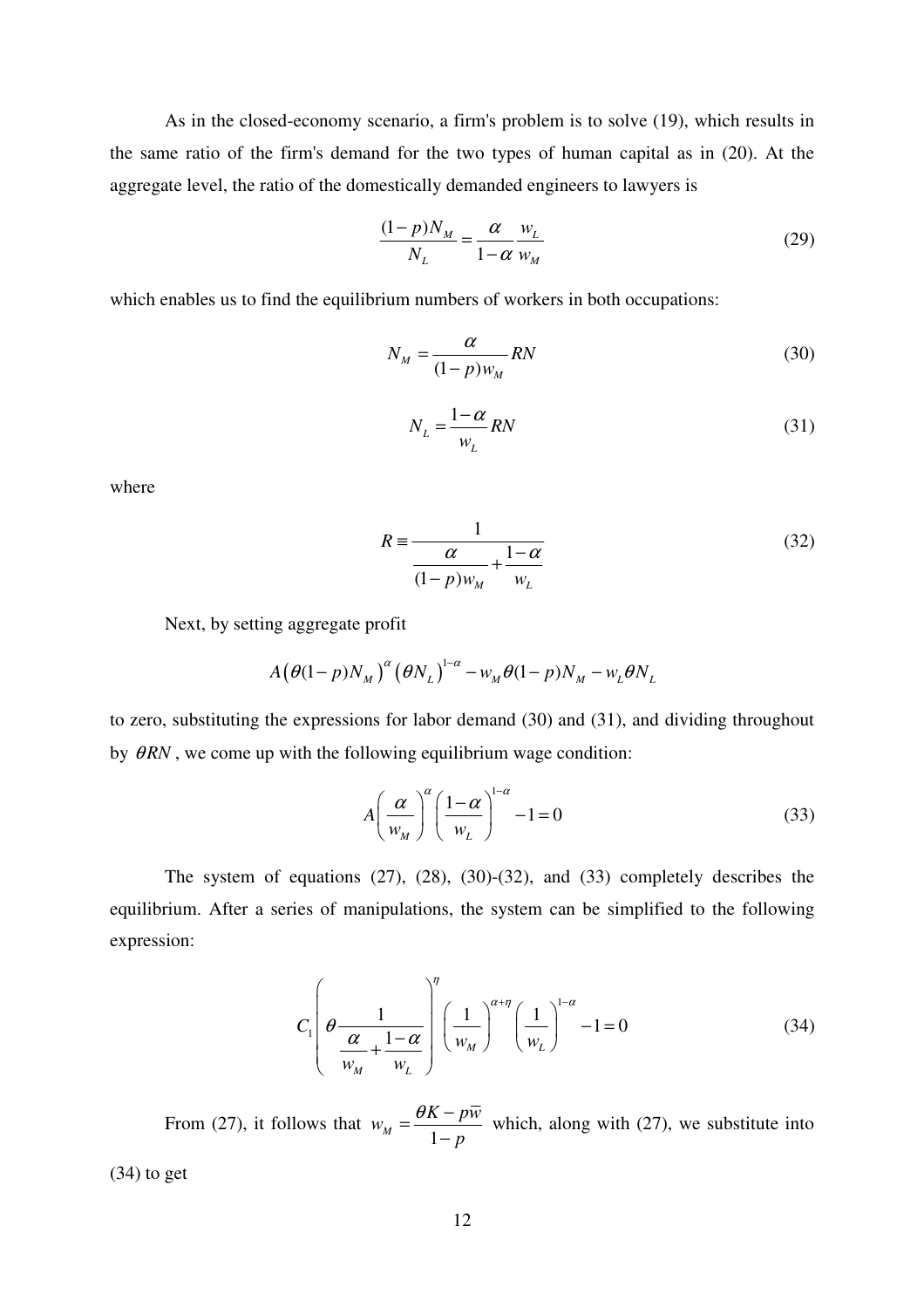As in the closed-economy scenario, a firm's problem is to solve (19), which results in the same ratio of the firm's demand for the two types of human capital as in (20). At the aggregate level, the ratio of the domestically demanded engineers to lawyers is

$$\frac{(1-p)N_M}{N_L} = \frac{\alpha}{1-\alpha}\frac{w_L}{w_M} \tag{29}$$

which enables us to find the equilibrium numbers of workers in both occupations:

$$N_M = \frac{\alpha}{(1-p)w_M} RN \tag{30}$$

$$N_L = \frac{1-\alpha}{w_L} RN \tag{31}$$

where

$$R \equiv \frac{1}{\dfrac{\alpha}{(1-p)w_M} + \dfrac{1-\alpha}{w_L}} \tag{32}$$

Next, by setting aggregate profit

$$A\left(\theta(1-p)N_M\right)^{\alpha}\left(\theta N_L\right)^{1-\alpha} - w_M\theta(1-p)N_M - w_L\theta N_L$$

to zero, substituting the expressions for labor demand (30) and (31), and dividing throughout by $\theta RN$, we come up with the following equilibrium wage condition:

$$A\left(\frac{\alpha}{w_M}\right)^{\alpha}\left(\frac{1-\alpha}{w_L}\right)^{1-\alpha} - 1 = 0 \tag{33}$$

The system of equations (27), (28), (30)-(32), and (33) completely describes the equilibrium. After a series of manipulations, the system can be simplified to the following expression:

$$C_1\left(\theta\frac{1}{\dfrac{\alpha}{w_M} + \dfrac{1-\alpha}{w_L}}\right)^{\eta}\left(\frac{1}{w_M}\right)^{\alpha+\eta}\left(\frac{1}{w_L}\right)^{1-\alpha} - 1 = 0 \tag{34}$$

From (27), it follows that $w_M = \dfrac{\theta K - p\overline{w}}{1-p}$ which, along with (27), we substitute into (34) to get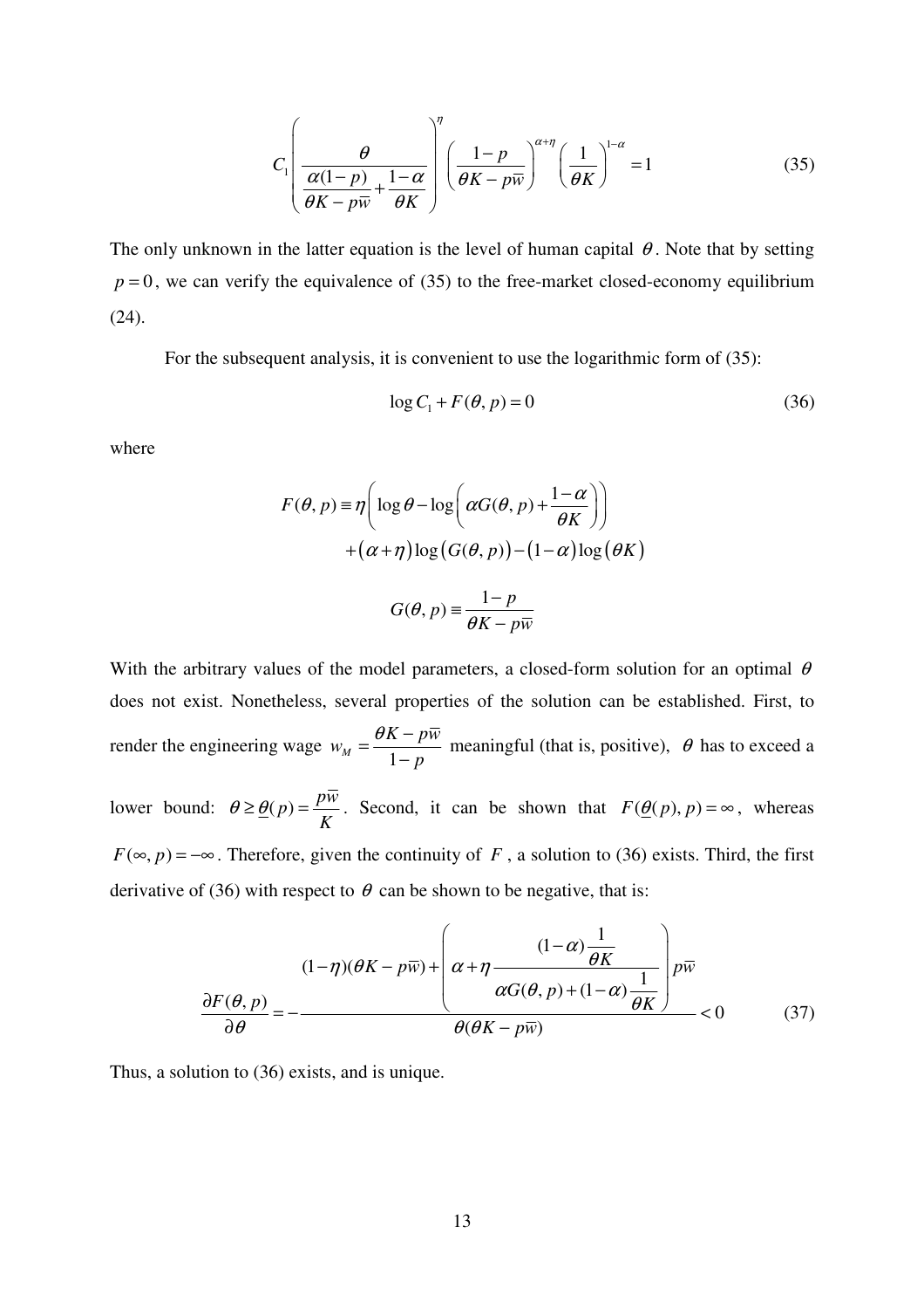$$C_1 \left( \frac{\theta}{\dfrac{\alpha(1-p)}{\theta K - p\overline{w}} + \dfrac{1-\alpha}{\theta K}} \right)^{\eta} \left( \frac{1-p}{\theta K - p\overline{w}} \right)^{\alpha+\eta} \left( \frac{1}{\theta K} \right)^{1-\alpha} = 1 \tag{35}$$

The only unknown in the latter equation is the level of human capital $\theta$. Note that by setting $p = 0$, we can verify the equivalence of (35) to the free-market closed-economy equilibrium (24).

For the subsequent analysis, it is convenient to use the logarithmic form of (35):

$$\log C_1 + F(\theta, p) = 0 \tag{36}$$

where

$$F(\theta, p) \equiv \eta \left( \log \theta - \log \left( \alpha G(\theta, p) + \frac{1-\alpha}{\theta K} \right) \right) + (\alpha + \eta) \log \left( G(\theta, p) \right) - (1-\alpha) \log (\theta K)$$

$$G(\theta, p) \equiv \frac{1-p}{\theta K - p\overline{w}}$$

With the arbitrary values of the model parameters, a closed-form solution for an optimal $\theta$ does not exist. Nonetheless, several properties of the solution can be established. First, to render the engineering wage $w_M = \dfrac{\theta K - p\overline{w}}{1-p}$ meaningful (that is, positive), $\theta$ has to exceed a lower bound: $\theta \geq \underline{\theta}(p) = \dfrac{p\overline{w}}{K}$. Second, it can be shown that $F(\underline{\theta}(p), p) = \infty$, whereas $F(\infty, p) = -\infty$. Therefore, given the continuity of $F$, a solution to (36) exists. Third, the first derivative of (36) with respect to $\theta$ can be shown to be negative, that is:

$$\frac{\partial F(\theta, p)}{\partial \theta} = - \frac{(1-\eta)(\theta K - p\overline{w}) + \left( \alpha + \eta \dfrac{(1-\alpha)\dfrac{1}{\theta K}}{\alpha G(\theta, p) + (1-\alpha)\dfrac{1}{\theta K}} \right) p\overline{w}}{\theta(\theta K - p\overline{w})} < 0 \tag{37}$$

Thus, a solution to (36) exists, and is unique.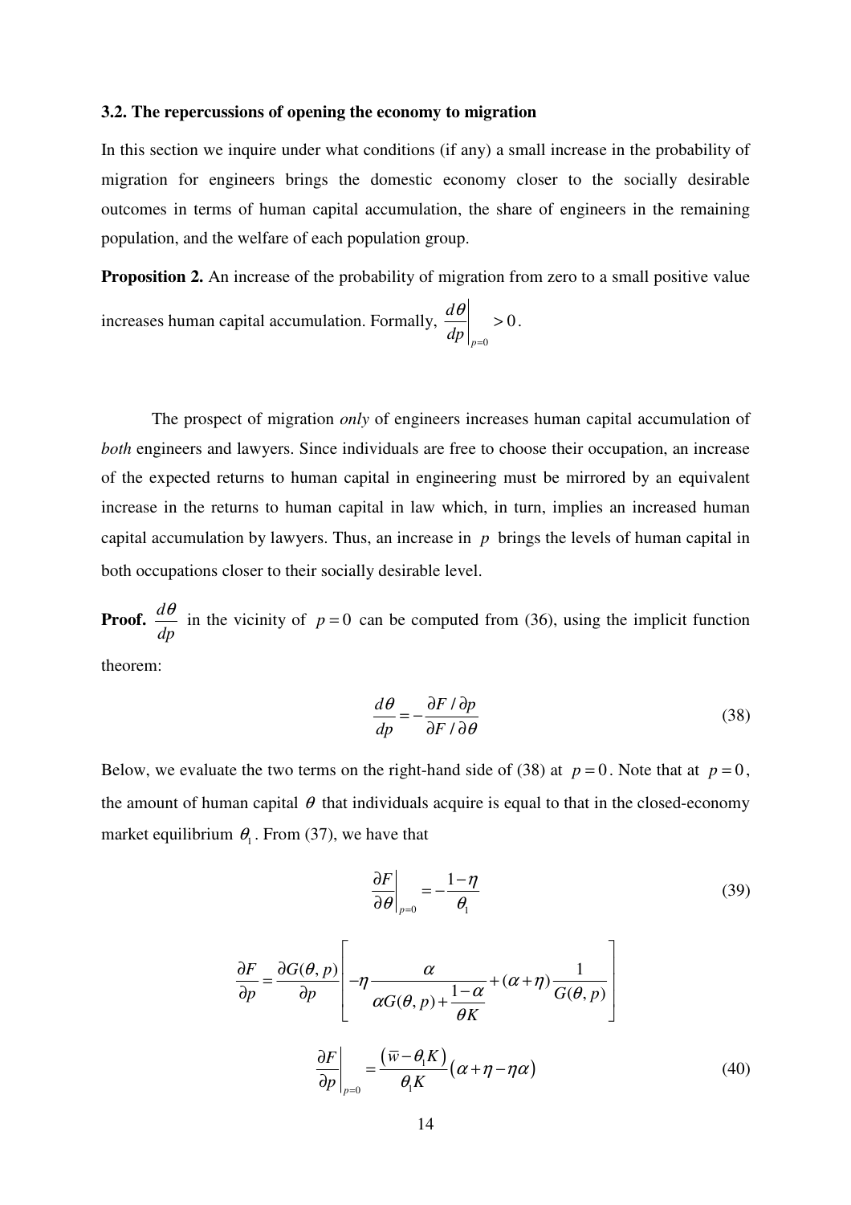### 3.2. The repercussions of opening the economy to migration

In this section we inquire under what conditions (if any) a small increase in the probability of migration for engineers brings the domestic economy closer to the socially desirable outcomes in terms of human capital accumulation, the share of engineers in the remaining population, and the welfare of each population group.

**Proposition 2.** An increase of the probability of migration from zero to a small positive value increases human capital accumulation. Formally, $\left.\frac{d\theta}{dp}\right|_{p=0} > 0$.

The prospect of migration *only* of engineers increases human capital accumulation of *both* engineers and lawyers. Since individuals are free to choose their occupation, an increase of the expected returns to human capital in engineering must be mirrored by an equivalent increase in the returns to human capital in law which, in turn, implies an increased human capital accumulation by lawyers. Thus, an increase in $p$ brings the levels of human capital in both occupations closer to their socially desirable level.

**Proof.** $\frac{d\theta}{dp}$ in the vicinity of $p=0$ can be computed from (36), using the implicit function theorem:

$$\frac{d\theta}{dp} = -\frac{\partial F / \partial p}{\partial F / \partial \theta} \tag{38}$$

Below, we evaluate the two terms on the right-hand side of (38) at $p=0$. Note that at $p=0$, the amount of human capital $\theta$ that individuals acquire is equal to that in the closed-economy market equilibrium $\theta_1$. From (37), we have that

$$\left.\frac{\partial F}{\partial \theta}\right|_{p=0} = -\frac{1-\eta}{\theta_1} \tag{39}$$

$$\frac{\partial F}{\partial p} = \frac{\partial G(\theta,p)}{\partial p}\left[-\eta\frac{\alpha}{\alpha G(\theta,p)+\frac{1-\alpha}{\theta K}} + (\alpha+\eta)\frac{1}{G(\theta,p)}\right]$$

$$\left.\frac{\partial F}{\partial p}\right|_{p=0} = \frac{\left(\overline{w}-\theta_1 K\right)}{\theta_1 K}\left(\alpha+\eta-\eta\alpha\right) \tag{40}$$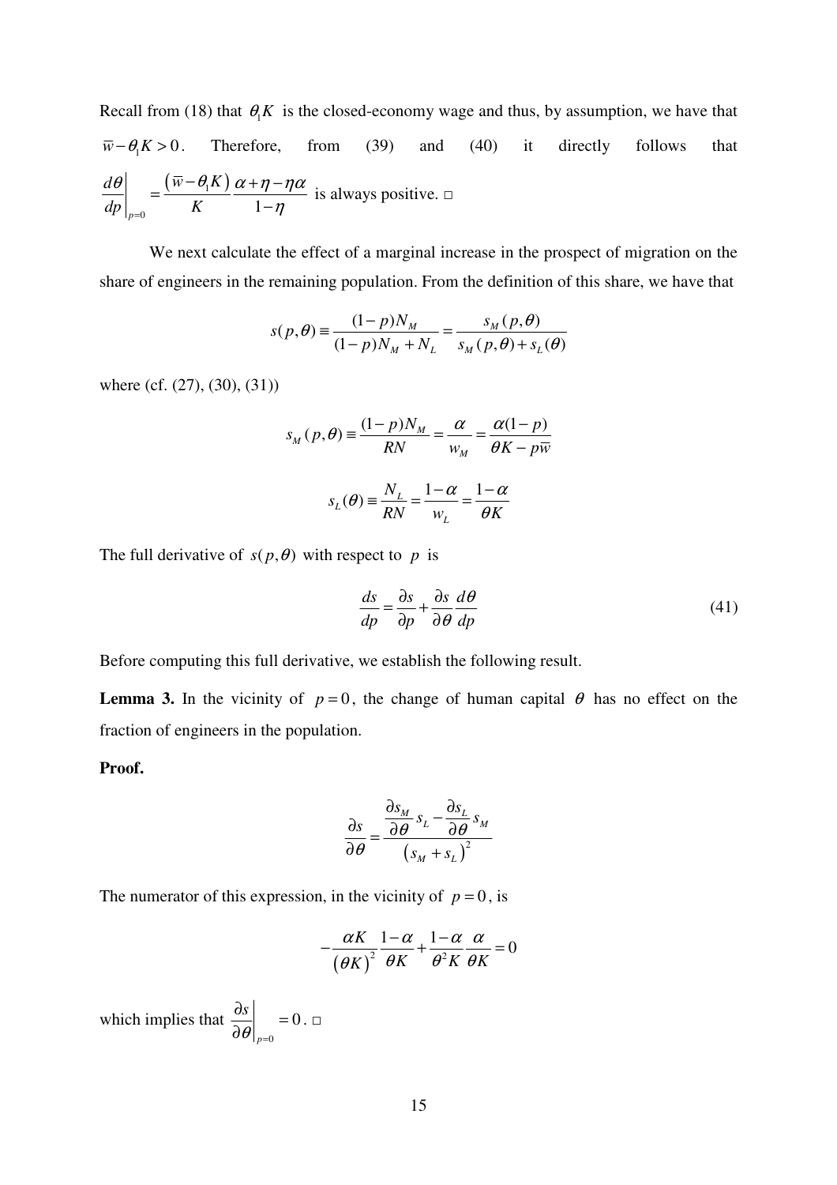Recall from (18) that $\theta_1 K$ is the closed-economy wage and thus, by assumption, we have that $\bar{w} - \theta_1 K > 0$. Therefore, from (39) and (40) it directly follows that $\left.\frac{d\theta}{dp}\right|_{p=0} = \frac{(\bar{w} - \theta_1 K)}{K} \frac{\alpha + \eta - \eta\alpha}{1-\eta}$ is always positive. □

We next calculate the effect of a marginal increase in the prospect of migration on the share of engineers in the remaining population. From the definition of this share, we have that

$$s(p,\theta) \equiv \frac{(1-p)N_M}{(1-p)N_M + N_L} = \frac{s_M(p,\theta)}{s_M(p,\theta) + s_L(\theta)}$$

where (cf. (27), (30), (31))

$$s_M(p,\theta) \equiv \frac{(1-p)N_M}{RN} = \frac{\alpha}{w_M} = \frac{\alpha(1-p)}{\theta K - p\bar{w}}$$

$$s_L(\theta) \equiv \frac{N_L}{RN} = \frac{1-\alpha}{w_L} = \frac{1-\alpha}{\theta K}$$

The full derivative of $s(p,\theta)$ with respect to $p$ is

$$\frac{ds}{dp} = \frac{\partial s}{\partial p} + \frac{\partial s}{\partial \theta}\frac{d\theta}{dp} \tag{41}$$

Before computing this full derivative, we establish the following result.

**Lemma 3.** In the vicinity of $p = 0$, the change of human capital $\theta$ has no effect on the fraction of engineers in the population.

**Proof.**

$$\frac{\partial s}{\partial \theta} = \frac{\frac{\partial s_M}{\partial \theta} s_L - \frac{\partial s_L}{\partial \theta} s_M}{(s_M + s_L)^2}$$

The numerator of this expression, in the vicinity of $p = 0$, is

$$-\frac{\alpha K}{(\theta K)^2}\frac{1-\alpha}{\theta K} + \frac{1-\alpha}{\theta^2 K}\frac{\alpha}{\theta K} = 0$$

which implies that $\left.\frac{\partial s}{\partial \theta}\right|_{p=0} = 0$. □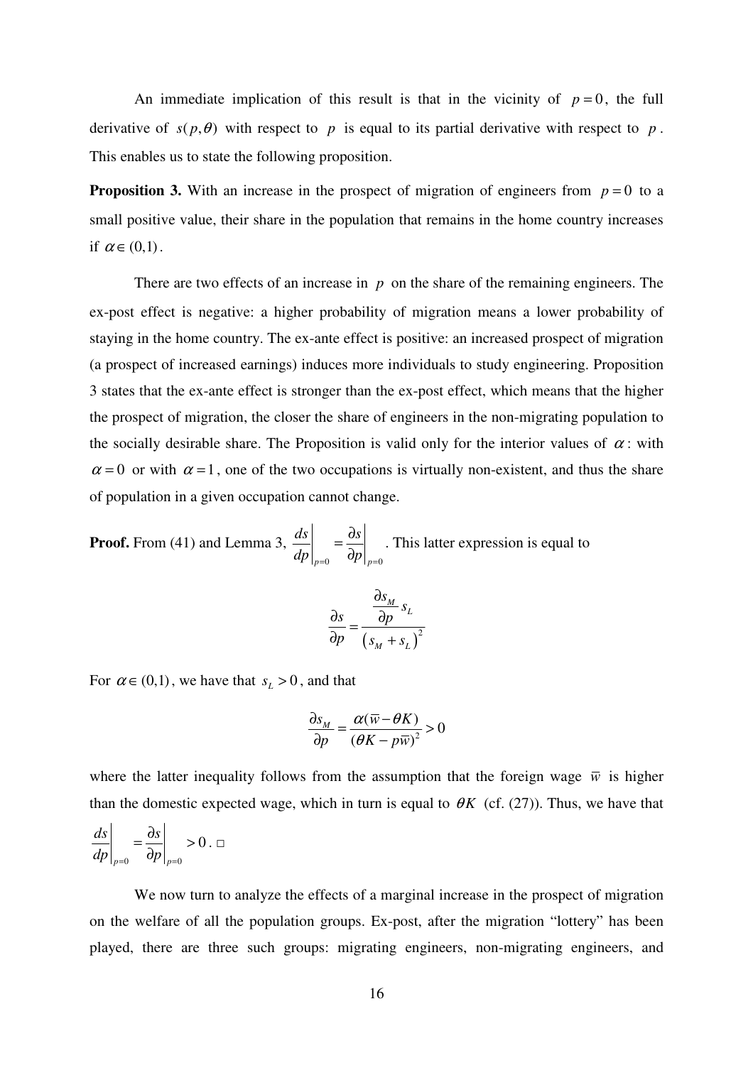An immediate implication of this result is that in the vicinity of $p = 0$, the full derivative of $s(p, \theta)$ with respect to $p$ is equal to its partial derivative with respect to $p$. This enables us to state the following proposition.

**Proposition 3.** With an increase in the prospect of migration of engineers from $p = 0$ to a small positive value, their share in the population that remains in the home country increases if $\alpha \in (0,1)$.

There are two effects of an increase in $p$ on the share of the remaining engineers. The ex-post effect is negative: a higher probability of migration means a lower probability of staying in the home country. The ex-ante effect is positive: an increased prospect of migration (a prospect of increased earnings) induces more individuals to study engineering. Proposition 3 states that the ex-ante effect is stronger than the ex-post effect, which means that the higher the prospect of migration, the closer the share of engineers in the non-migrating population to the socially desirable share. The Proposition is valid only for the interior values of $\alpha$: with $\alpha = 0$ or with $\alpha = 1$, one of the two occupations is virtually non-existent, and thus the share of population in a given occupation cannot change.

**Proof.** From (41) and Lemma 3, $\left.\frac{ds}{dp}\right|_{p=0} = \left.\frac{\partial s}{\partial p}\right|_{p=0}$. This latter expression is equal to

$$\frac{\partial s}{\partial p} = \frac{\frac{\partial s_M}{\partial p} s_L}{\left(s_M + s_L\right)^2}$$

For $\alpha \in (0,1)$, we have that $s_L > 0$, and that

$$\frac{\partial s_M}{\partial p} = \frac{\alpha(\overline{w} - \theta K)}{(\theta K - p\overline{w})^2} > 0$$

where the latter inequality follows from the assumption that the foreign wage $\overline{w}$ is higher than the domestic expected wage, which in turn is equal to $\theta K$ (cf. (27)). Thus, we have that $\left.\frac{ds}{dp}\right|_{p=0} = \left.\frac{\partial s}{\partial p}\right|_{p=0} > 0$. □

We now turn to analyze the effects of a marginal increase in the prospect of migration on the welfare of all the population groups. Ex-post, after the migration "lottery" has been played, there are three such groups: migrating engineers, non-migrating engineers, and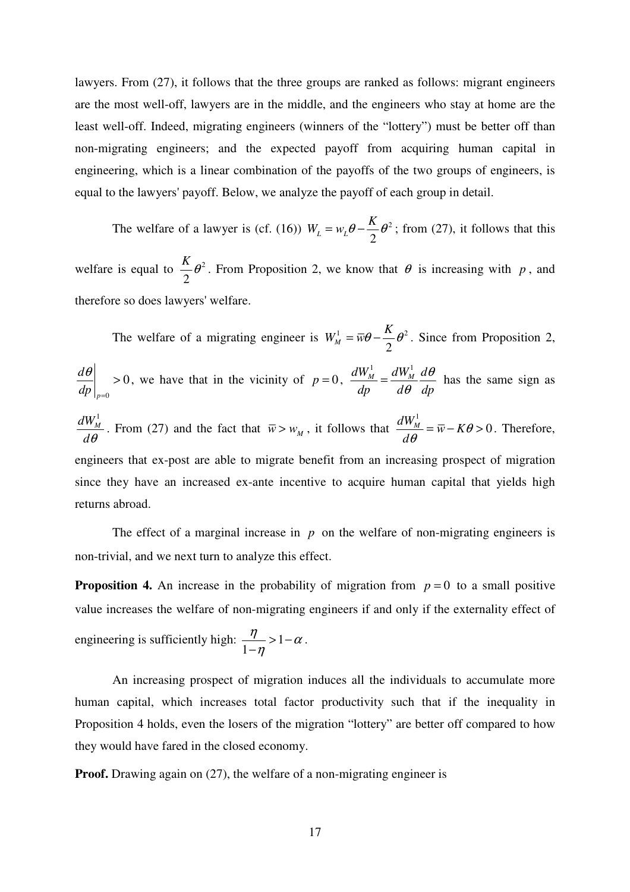lawyers. From (27), it follows that the three groups are ranked as follows: migrant engineers are the most well-off, lawyers are in the middle, and the engineers who stay at home are the least well-off. Indeed, migrating engineers (winners of the "lottery") must be better off than non-migrating engineers; and the expected payoff from acquiring human capital in engineering, which is a linear combination of the payoffs of the two groups of engineers, is equal to the lawyers' payoff. Below, we analyze the payoff of each group in detail.

The welfare of a lawyer is (cf. (16)) $W_L = w_L\theta - \frac{K}{2}\theta^2$; from (27), it follows that this welfare is equal to $\frac{K}{2}\theta^2$. From Proposition 2, we know that $\theta$ is increasing with $p$, and therefore so does lawyers' welfare.

The welfare of a migrating engineer is $W_M^1 = \overline{w}\theta - \frac{K}{2}\theta^2$. Since from Proposition 2, $\left.\frac{d\theta}{dp}\right|_{p=0} > 0$, we have that in the vicinity of $p=0$, $\frac{dW_M^1}{dp} = \frac{dW_M^1}{d\theta}\frac{d\theta}{dp}$ has the same sign as $\frac{dW_M^1}{d\theta}$. From (27) and the fact that $\overline{w} > w_M$, it follows that $\frac{dW_M^1}{d\theta} = \overline{w} - K\theta > 0$. Therefore, engineers that ex-post are able to migrate benefit from an increasing prospect of migration since they have an increased ex-ante incentive to acquire human capital that yields high returns abroad.

The effect of a marginal increase in $p$ on the welfare of non-migrating engineers is non-trivial, and we next turn to analyze this effect.

**Proposition 4.** An increase in the probability of migration from $p=0$ to a small positive value increases the welfare of non-migrating engineers if and only if the externality effect of engineering is sufficiently high: $\frac{\eta}{1-\eta} > 1-\alpha$.

An increasing prospect of migration induces all the individuals to accumulate more human capital, which increases total factor productivity such that if the inequality in Proposition 4 holds, even the losers of the migration "lottery" are better off compared to how they would have fared in the closed economy.

**Proof.** Drawing again on (27), the welfare of a non-migrating engineer is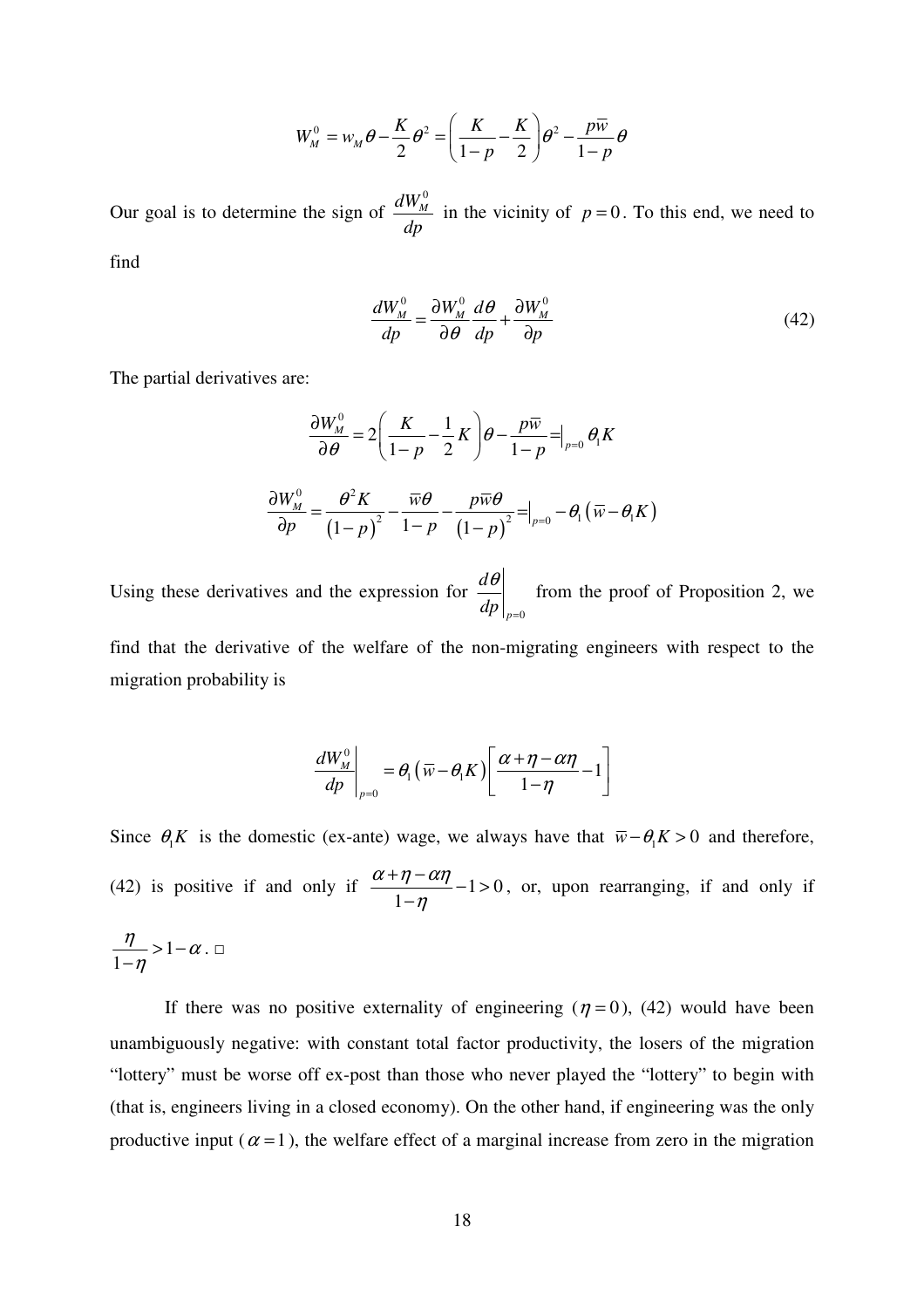$$W_M^0 = w_M \theta - \frac{K}{2}\theta^2 = \left(\frac{K}{1-p} - \frac{K}{2}\right)\theta^2 - \frac{p\bar{w}}{1-p}\theta$$

Our goal is to determine the sign of $\frac{dW_M^0}{dp}$ in the vicinity of $p=0$. To this end, we need to find

$$\frac{dW_M^0}{dp} = \frac{\partial W_M^0}{\partial \theta}\frac{d\theta}{dp} + \frac{\partial W_M^0}{\partial p} \tag{42}$$

The partial derivatives are:

$$\frac{\partial W_M^0}{\partial \theta} = 2\left(\frac{K}{1-p} - \frac{1}{2}K\right)\theta - \frac{p\bar{w}}{1-p} =\Big|_{p=0} \theta_1 K$$

$$\frac{\partial W_M^0}{\partial p} = \frac{\theta^2 K}{(1-p)^2} - \frac{\bar{w}\theta}{1-p} - \frac{p\bar{w}\theta}{(1-p)^2} =\Big|_{p=0} -\theta_1\left(\bar{w} - \theta_1 K\right)$$

Using these derivatives and the expression for $\left.\frac{d\theta}{dp}\right|_{p=0}$ from the proof of Proposition 2, we find that the derivative of the welfare of the non-migrating engineers with respect to the migration probability is

$$\left.\frac{dW_M^0}{dp}\right|_{p=0} = \theta_1\left(\bar{w} - \theta_1 K\right)\left[\frac{\alpha + \eta - \alpha\eta}{1-\eta} - 1\right]$$

Since $\theta_1 K$ is the domestic (ex-ante) wage, we always have that $\bar{w} - \theta_1 K > 0$ and therefore, (42) is positive if and only if $\frac{\alpha + \eta - \alpha\eta}{1-\eta} - 1 > 0$, or, upon rearranging, if and only if $\frac{\eta}{1-\eta} > 1 - \alpha$. □

If there was no positive externality of engineering ($\eta = 0$), (42) would have been unambiguously negative: with constant total factor productivity, the losers of the migration "lottery" must be worse off ex-post than those who never played the "lottery" to begin with (that is, engineers living in a closed economy). On the other hand, if engineering was the only productive input ($\alpha = 1$), the welfare effect of a marginal increase from zero in the migration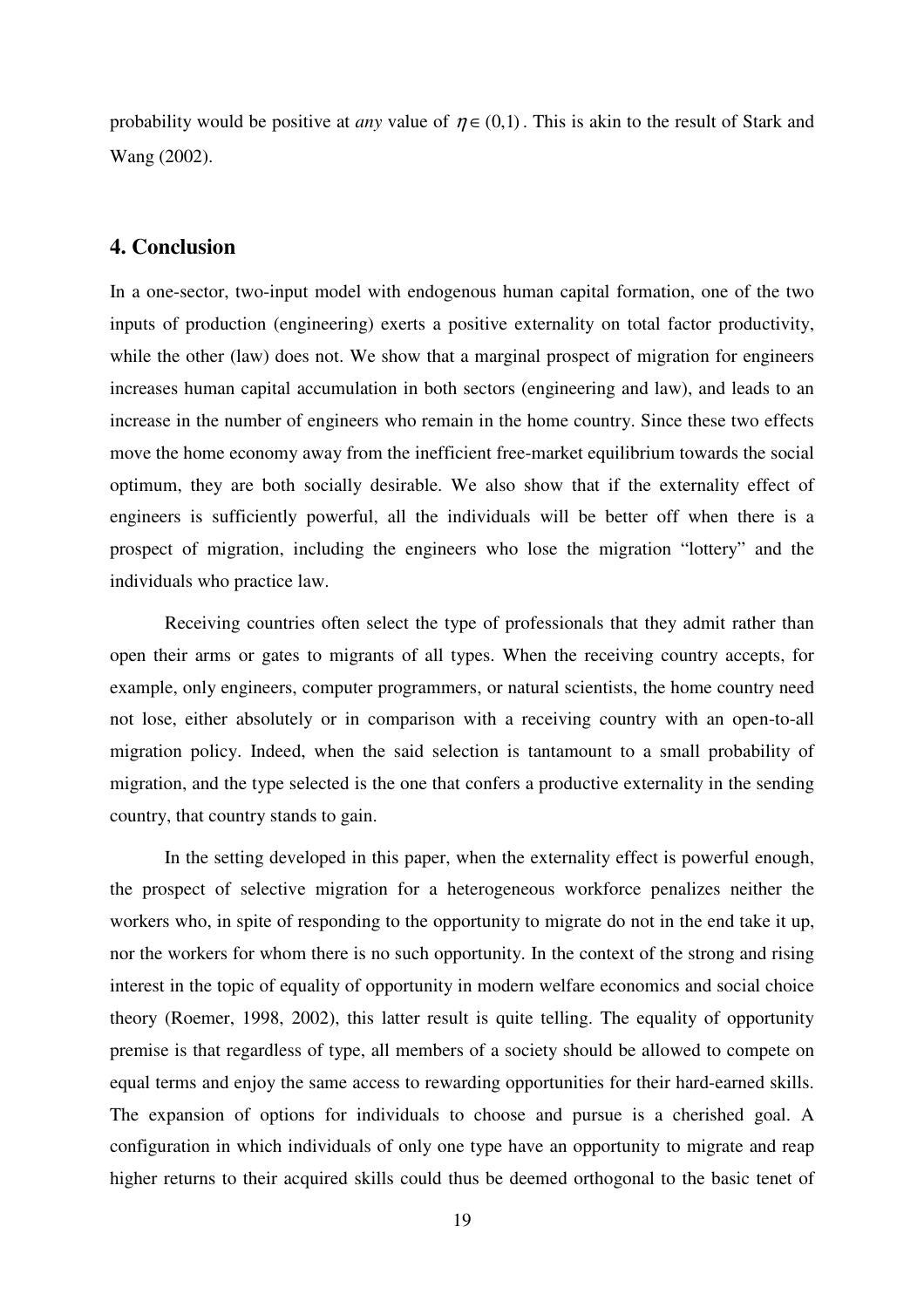probability would be positive at *any* value of $\eta \in (0,1)$. This is akin to the result of Stark and Wang (2002).

## 4. Conclusion

In a one-sector, two-input model with endogenous human capital formation, one of the two inputs of production (engineering) exerts a positive externality on total factor productivity, while the other (law) does not. We show that a marginal prospect of migration for engineers increases human capital accumulation in both sectors (engineering and law), and leads to an increase in the number of engineers who remain in the home country. Since these two effects move the home economy away from the inefficient free-market equilibrium towards the social optimum, they are both socially desirable. We also show that if the externality effect of engineers is sufficiently powerful, all the individuals will be better off when there is a prospect of migration, including the engineers who lose the migration "lottery" and the individuals who practice law.

Receiving countries often select the type of professionals that they admit rather than open their arms or gates to migrants of all types. When the receiving country accepts, for example, only engineers, computer programmers, or natural scientists, the home country need not lose, either absolutely or in comparison with a receiving country with an open-to-all migration policy. Indeed, when the said selection is tantamount to a small probability of migration, and the type selected is the one that confers a productive externality in the sending country, that country stands to gain.

In the setting developed in this paper, when the externality effect is powerful enough, the prospect of selective migration for a heterogeneous workforce penalizes neither the workers who, in spite of responding to the opportunity to migrate do not in the end take it up, nor the workers for whom there is no such opportunity. In the context of the strong and rising interest in the topic of equality of opportunity in modern welfare economics and social choice theory (Roemer, 1998, 2002), this latter result is quite telling. The equality of opportunity premise is that regardless of type, all members of a society should be allowed to compete on equal terms and enjoy the same access to rewarding opportunities for their hard-earned skills. The expansion of options for individuals to choose and pursue is a cherished goal. A configuration in which individuals of only one type have an opportunity to migrate and reap higher returns to their acquired skills could thus be deemed orthogonal to the basic tenet of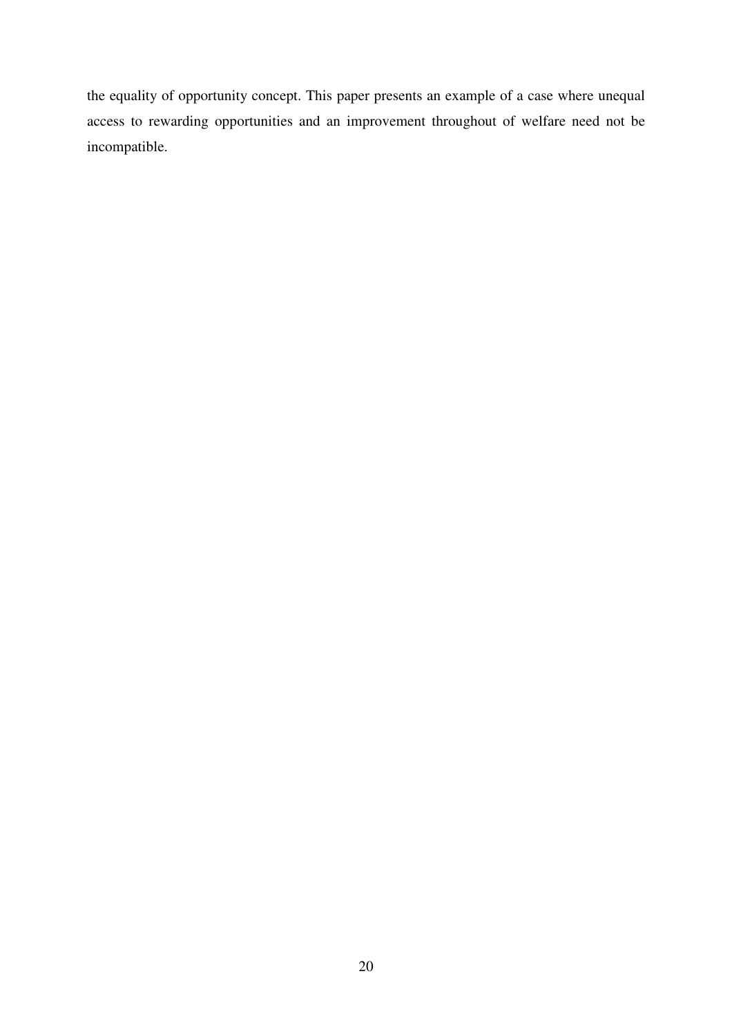the equality of opportunity concept. This paper presents an example of a case where unequal access to rewarding opportunities and an improvement throughout of welfare need not be incompatible.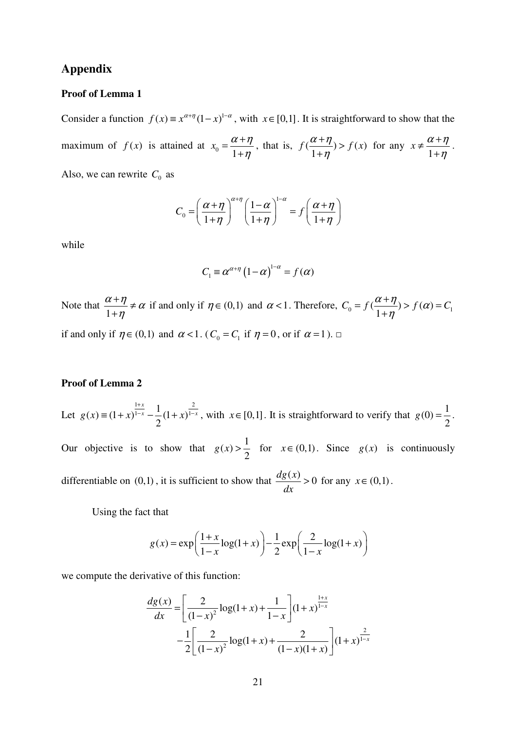## Appendix

### Proof of Lemma 1

Consider a function $f(x) \equiv x^{\alpha+\eta}(1-x)^{1-\alpha}$, with $x \in [0,1]$. It is straightforward to show that the maximum of $f(x)$ is attained at $x_0 = \dfrac{\alpha+\eta}{1+\eta}$, that is, $f(\dfrac{\alpha+\eta}{1+\eta}) > f(x)$ for any $x \neq \dfrac{\alpha+\eta}{1+\eta}$.

Also, we can rewrite $C_0$ as

$$C_0 = \left(\frac{\alpha+\eta}{1+\eta}\right)^{\alpha+\eta}\left(\frac{1-\alpha}{1+\eta}\right)^{1-\alpha} = f\left(\frac{\alpha+\eta}{1+\eta}\right)$$

while

$$C_1 \equiv \alpha^{\alpha+\eta}\left(1-\alpha\right)^{1-\alpha} = f(\alpha)$$

Note that $\dfrac{\alpha+\eta}{1+\eta} \neq \alpha$ if and only if $\eta \in (0,1)$ and $\alpha < 1$. Therefore, $C_0 = f(\dfrac{\alpha+\eta}{1+\eta}) > f(\alpha) = C_1$ if and only if $\eta \in (0,1)$ and $\alpha < 1$. ($C_0 = C_1$ if $\eta = 0$, or if $\alpha = 1$). □

### Proof of Lemma 2

Let $g(x) \equiv (1+x)^{\frac{1+x}{1-x}} - \dfrac{1}{2}(1+x)^{\frac{2}{1-x}}$, with $x \in [0,1]$. It is straightforward to verify that $g(0) = \dfrac{1}{2}$. Our objective is to show that $g(x) > \dfrac{1}{2}$ for $x \in (0,1)$. Since $g(x)$ is continuously differentiable on $(0,1)$, it is sufficient to show that $\dfrac{dg(x)}{dx} > 0$ for any $x \in (0,1)$.

Using the fact that

$$g(x) = \exp\left(\frac{1+x}{1-x}\log(1+x)\right) - \frac{1}{2}\exp\left(\frac{2}{1-x}\log(1+x)\right)$$

we compute the derivative of this function:

$$\begin{aligned}\frac{dg(x)}{dx} &= \left[\frac{2}{(1-x)^2}\log(1+x) + \frac{1}{1-x}\right](1+x)^{\frac{1+x}{1-x}} \\ &\quad - \frac{1}{2}\left[\frac{2}{(1-x)^2}\log(1+x) + \frac{2}{(1-x)(1+x)}\right](1+x)^{\frac{2}{1-x}}\end{aligned}$$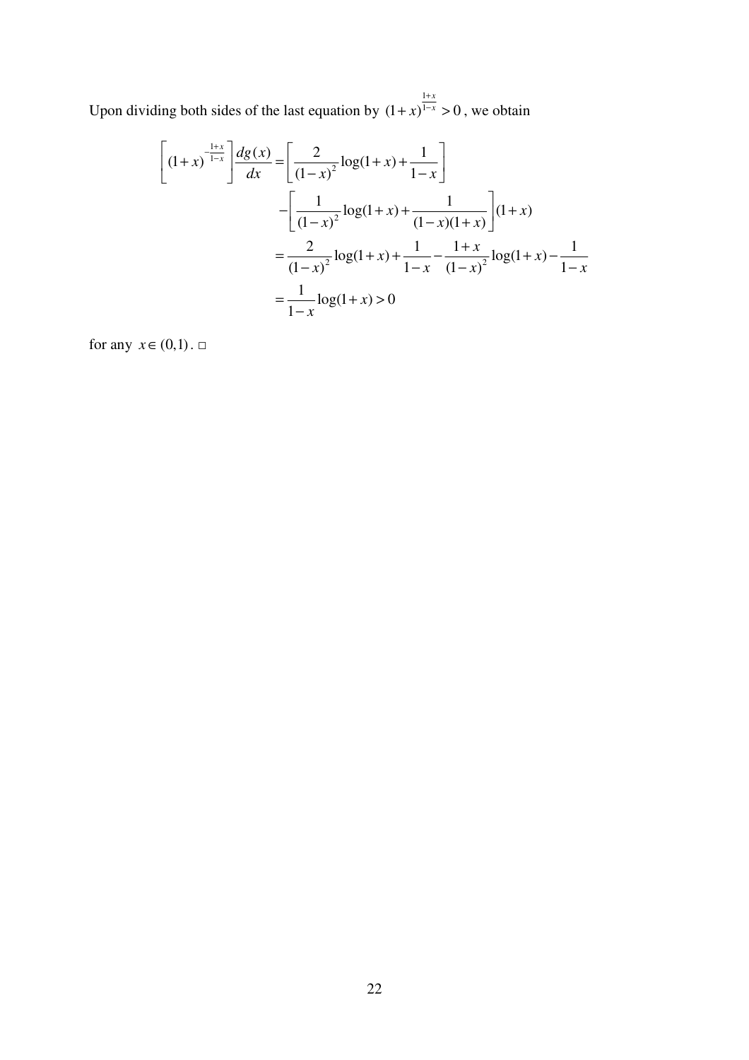Upon dividing both sides of the last equation by $(1+x)^{\frac{1+x}{1-x}} > 0$, we obtain

$$
\begin{aligned}
\left[(1+x)^{-\frac{1+x}{1-x}}\right]\frac{dg(x)}{dx} &= \left[\frac{2}{(1-x)^2}\log(1+x)+\frac{1}{1-x}\right] \\
&\quad -\left[\frac{1}{(1-x)^2}\log(1+x)+\frac{1}{(1-x)(1+x)}\right](1+x) \\
&= \frac{2}{(1-x)^2}\log(1+x)+\frac{1}{1-x}-\frac{1+x}{(1-x)^2}\log(1+x)-\frac{1}{1-x} \\
&= \frac{1}{1-x}\log(1+x) > 0
\end{aligned}
$$

for any $x \in (0,1)$. □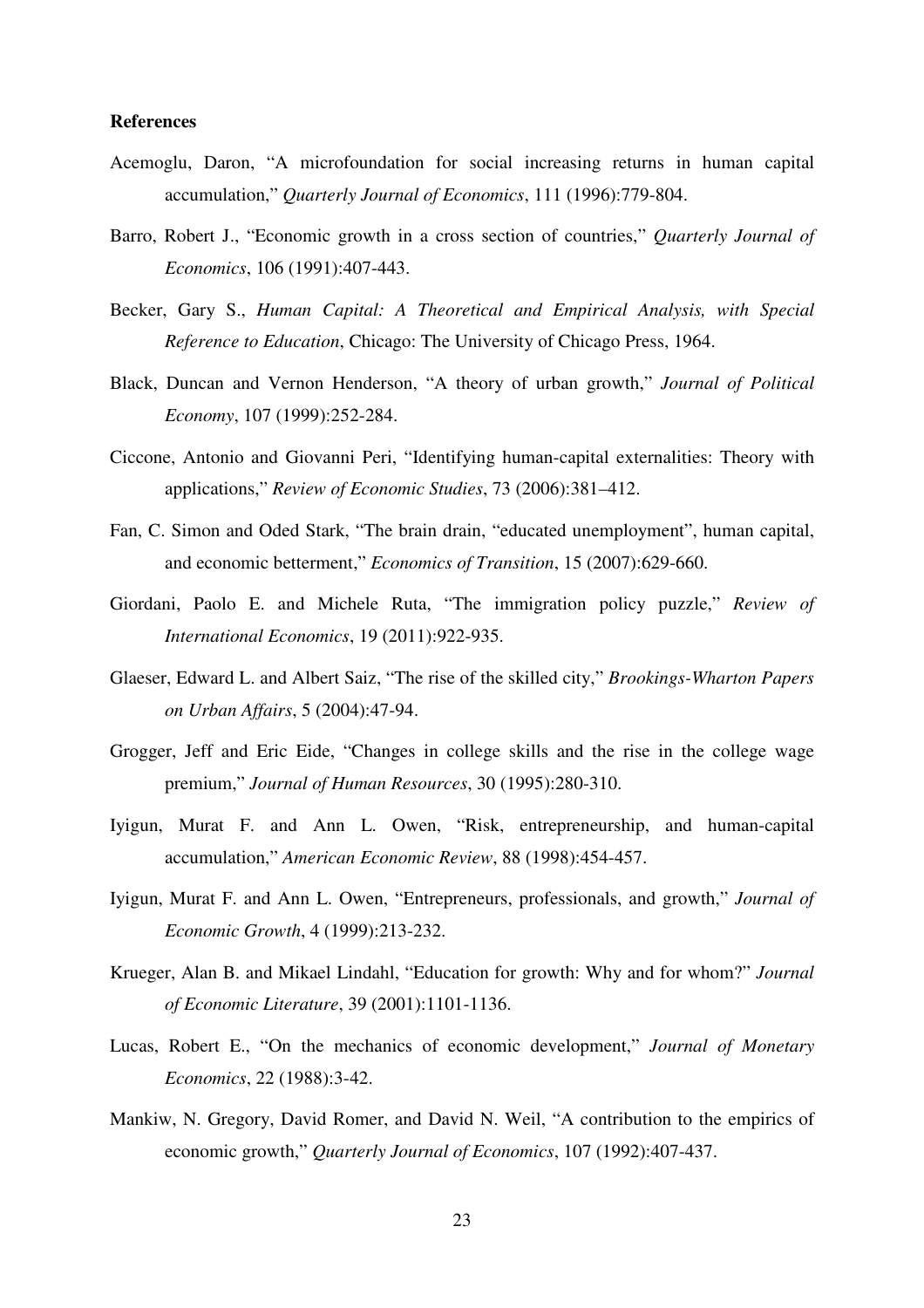**References**

Acemoglu, Daron, "A microfoundation for social increasing returns in human capital accumulation," *Quarterly Journal of Economics*, 111 (1996):779-804.

Barro, Robert J., "Economic growth in a cross section of countries," *Quarterly Journal of Economics*, 106 (1991):407-443.

Becker, Gary S., *Human Capital: A Theoretical and Empirical Analysis, with Special Reference to Education*, Chicago: The University of Chicago Press, 1964.

Black, Duncan and Vernon Henderson, "A theory of urban growth," *Journal of Political Economy*, 107 (1999):252-284.

Ciccone, Antonio and Giovanni Peri, "Identifying human-capital externalities: Theory with applications," *Review of Economic Studies*, 73 (2006):381–412.

Fan, C. Simon and Oded Stark, "The brain drain, "educated unemployment", human capital, and economic betterment," *Economics of Transition*, 15 (2007):629-660.

Giordani, Paolo E. and Michele Ruta, "The immigration policy puzzle," *Review of International Economics*, 19 (2011):922-935.

Glaeser, Edward L. and Albert Saiz, "The rise of the skilled city," *Brookings-Wharton Papers on Urban Affairs*, 5 (2004):47-94.

Grogger, Jeff and Eric Eide, "Changes in college skills and the rise in the college wage premium," *Journal of Human Resources*, 30 (1995):280-310.

Iyigun, Murat F. and Ann L. Owen, "Risk, entrepreneurship, and human-capital accumulation," *American Economic Review*, 88 (1998):454-457.

Iyigun, Murat F. and Ann L. Owen, "Entrepreneurs, professionals, and growth," *Journal of Economic Growth*, 4 (1999):213-232.

Krueger, Alan B. and Mikael Lindahl, "Education for growth: Why and for whom?" *Journal of Economic Literature*, 39 (2001):1101-1136.

Lucas, Robert E., "On the mechanics of economic development," *Journal of Monetary Economics*, 22 (1988):3-42.

Mankiw, N. Gregory, David Romer, and David N. Weil, "A contribution to the empirics of economic growth," *Quarterly Journal of Economics*, 107 (1992):407-437.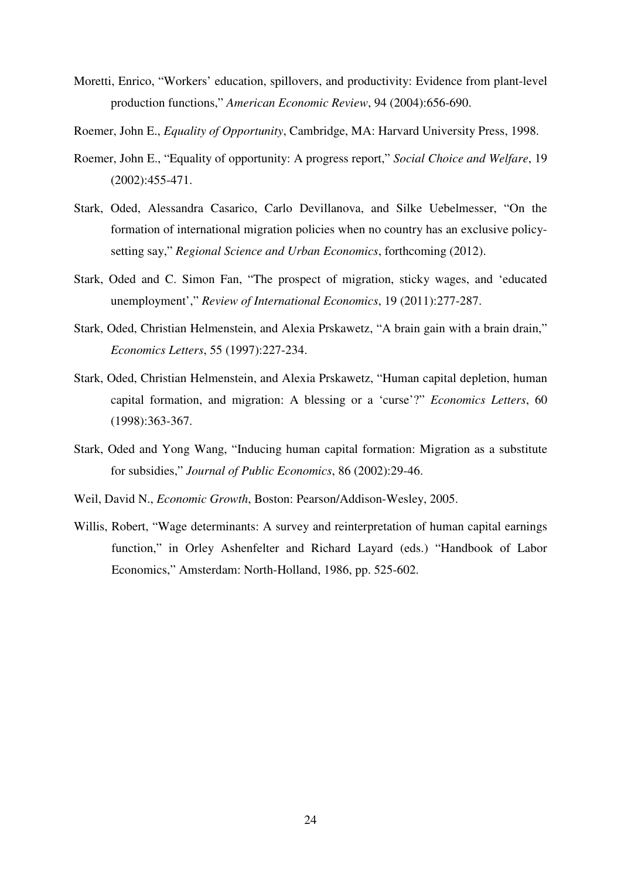Moretti, Enrico, "Workers' education, spillovers, and productivity: Evidence from plant-level production functions," *American Economic Review*, 94 (2004):656-690.

Roemer, John E., *Equality of Opportunity*, Cambridge, MA: Harvard University Press, 1998.

Roemer, John E., "Equality of opportunity: A progress report," *Social Choice and Welfare*, 19 (2002):455-471.

Stark, Oded, Alessandra Casarico, Carlo Devillanova, and Silke Uebelmesser, "On the formation of international migration policies when no country has an exclusive policy-setting say," *Regional Science and Urban Economics*, forthcoming (2012).

Stark, Oded and C. Simon Fan, "The prospect of migration, sticky wages, and 'educated unemployment'," *Review of International Economics*, 19 (2011):277-287.

Stark, Oded, Christian Helmenstein, and Alexia Prskawetz, "A brain gain with a brain drain," *Economics Letters*, 55 (1997):227-234.

Stark, Oded, Christian Helmenstein, and Alexia Prskawetz, "Human capital depletion, human capital formation, and migration: A blessing or a 'curse'?" *Economics Letters*, 60 (1998):363-367.

Stark, Oded and Yong Wang, "Inducing human capital formation: Migration as a substitute for subsidies," *Journal of Public Economics*, 86 (2002):29-46.

Weil, David N., *Economic Growth*, Boston: Pearson/Addison-Wesley, 2005.

Willis, Robert, "Wage determinants: A survey and reinterpretation of human capital earnings function," in Orley Ashenfelter and Richard Layard (eds.) "Handbook of Labor Economics," Amsterdam: North-Holland, 1986, pp. 525-602.